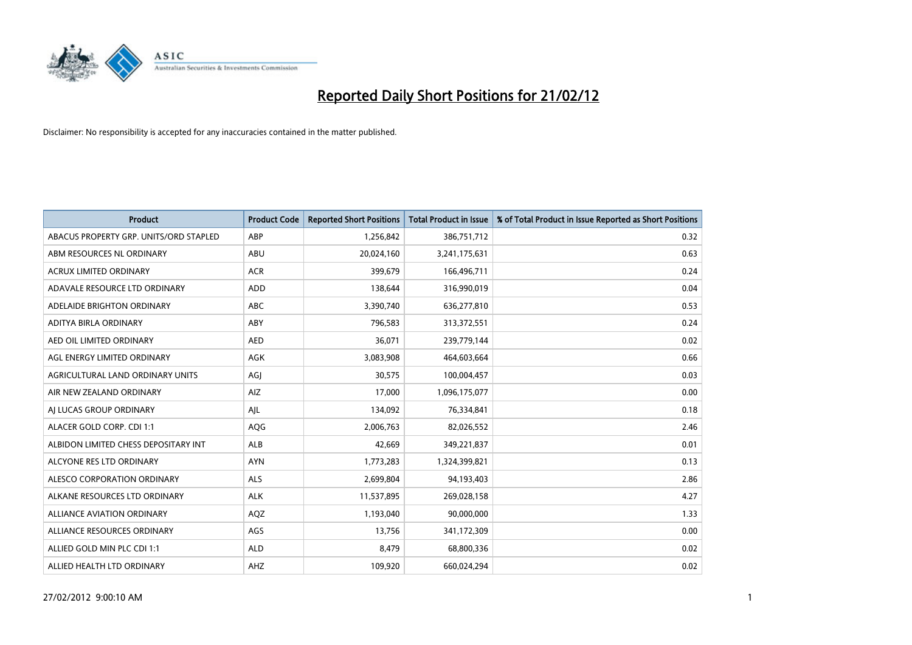# Reported Daily Short Positions for 21/02/12

Disclaimer: No responsibility is accepted for any inaccuracies contained in the matter published.

| Product | Product Code | Reported Short Positions | Total Product in Issue | % of Total Product in Issue Reported as Short Positions |
|---|---|---|---|---|
| ABACUS PROPERTY GRP. UNITS/ORD STAPLED | ABP | 1,256,842 | 386,751,712 | 0.32 |
| ABM RESOURCES NL ORDINARY | ABU | 20,024,160 | 3,241,175,631 | 0.63 |
| ACRUX LIMITED ORDINARY | ACR | 399,679 | 166,496,711 | 0.24 |
| ADAVALE RESOURCE LTD ORDINARY | ADD | 138,644 | 316,990,019 | 0.04 |
| ADELAIDE BRIGHTON ORDINARY | ABC | 3,390,740 | 636,277,810 | 0.53 |
| ADITYA BIRLA ORDINARY | ABY | 796,583 | 313,372,551 | 0.24 |
| AED OIL LIMITED ORDINARY | AED | 36,071 | 239,779,144 | 0.02 |
| AGL ENERGY LIMITED ORDINARY | AGK | 3,083,908 | 464,603,664 | 0.66 |
| AGRICULTURAL LAND ORDINARY UNITS | AGJ | 30,575 | 100,004,457 | 0.03 |
| AIR NEW ZEALAND ORDINARY | AIZ | 17,000 | 1,096,175,077 | 0.00 |
| AJ LUCAS GROUP ORDINARY | AJL | 134,092 | 76,334,841 | 0.18 |
| ALACER GOLD CORP. CDI 1:1 | AQG | 2,006,763 | 82,026,552 | 2.46 |
| ALBIDON LIMITED CHESS DEPOSITARY INT | ALB | 42,669 | 349,221,837 | 0.01 |
| ALCYONE RES LTD ORDINARY | AYN | 1,773,283 | 1,324,399,821 | 0.13 |
| ALESCO CORPORATION ORDINARY | ALS | 2,699,804 | 94,193,403 | 2.86 |
| ALKANE RESOURCES LTD ORDINARY | ALK | 11,537,895 | 269,028,158 | 4.27 |
| ALLIANCE AVIATION ORDINARY | AQZ | 1,193,040 | 90,000,000 | 1.33 |
| ALLIANCE RESOURCES ORDINARY | AGS | 13,756 | 341,172,309 | 0.00 |
| ALLIED GOLD MIN PLC CDI 1:1 | ALD | 8,479 | 68,800,336 | 0.02 |
| ALLIED HEALTH LTD ORDINARY | AHZ | 109,920 | 660,024,294 | 0.02 |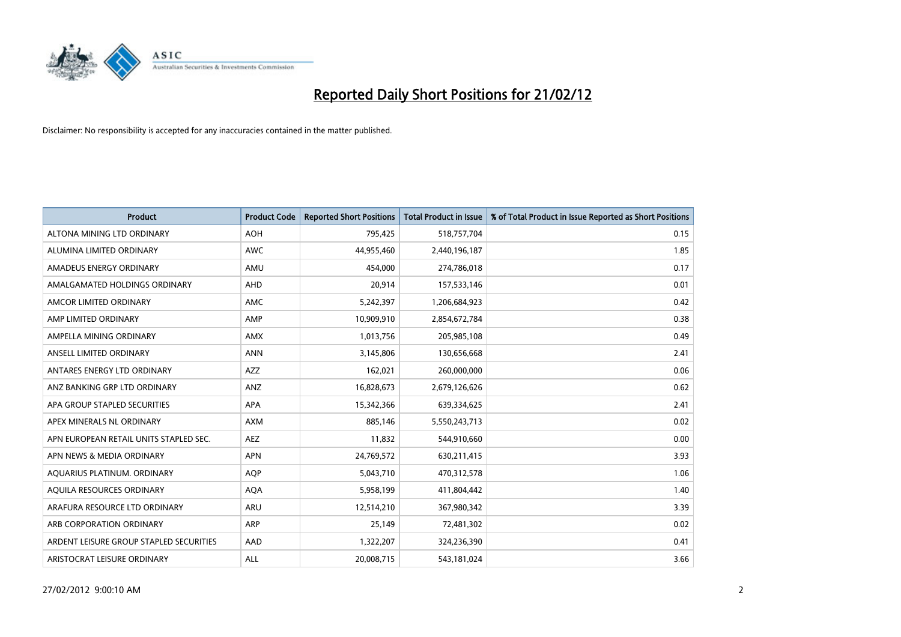# Reported Daily Short Positions for 21/02/12

Disclaimer: No responsibility is accepted for any inaccuracies contained in the matter published.

| Product | Product Code | Reported Short Positions | Total Product in Issue | % of Total Product in Issue Reported as Short Positions |
|---|---|---|---|---|
| ALTONA MINING LTD ORDINARY | AOH | 795,425 | 518,757,704 | 0.15 |
| ALUMINA LIMITED ORDINARY | AWC | 44,955,460 | 2,440,196,187 | 1.85 |
| AMADEUS ENERGY ORDINARY | AMU | 454,000 | 274,786,018 | 0.17 |
| AMALGAMATED HOLDINGS ORDINARY | AHD | 20,914 | 157,533,146 | 0.01 |
| AMCOR LIMITED ORDINARY | AMC | 5,242,397 | 1,206,684,923 | 0.42 |
| AMP LIMITED ORDINARY | AMP | 10,909,910 | 2,854,672,784 | 0.38 |
| AMPELLA MINING ORDINARY | AMX | 1,013,756 | 205,985,108 | 0.49 |
| ANSELL LIMITED ORDINARY | ANN | 3,145,806 | 130,656,668 | 2.41 |
| ANTARES ENERGY LTD ORDINARY | AZZ | 162,021 | 260,000,000 | 0.06 |
| ANZ BANKING GRP LTD ORDINARY | ANZ | 16,828,673 | 2,679,126,626 | 0.62 |
| APA GROUP STAPLED SECURITIES | APA | 15,342,366 | 639,334,625 | 2.41 |
| APEX MINERALS NL ORDINARY | AXM | 885,146 | 5,550,243,713 | 0.02 |
| APN EUROPEAN RETAIL UNITS STAPLED SEC. | AEZ | 11,832 | 544,910,660 | 0.00 |
| APN NEWS & MEDIA ORDINARY | APN | 24,769,572 | 630,211,415 | 3.93 |
| AQUARIUS PLATINUM. ORDINARY | AQP | 5,043,710 | 470,312,578 | 1.06 |
| AQUILA RESOURCES ORDINARY | AQA | 5,958,199 | 411,804,442 | 1.40 |
| ARAFURA RESOURCE LTD ORDINARY | ARU | 12,514,210 | 367,980,342 | 3.39 |
| ARB CORPORATION ORDINARY | ARP | 25,149 | 72,481,302 | 0.02 |
| ARDENT LEISURE GROUP STAPLED SECURITIES | AAD | 1,322,207 | 324,236,390 | 0.41 |
| ARISTOCRAT LEISURE ORDINARY | ALL | 20,008,715 | 543,181,024 | 3.66 |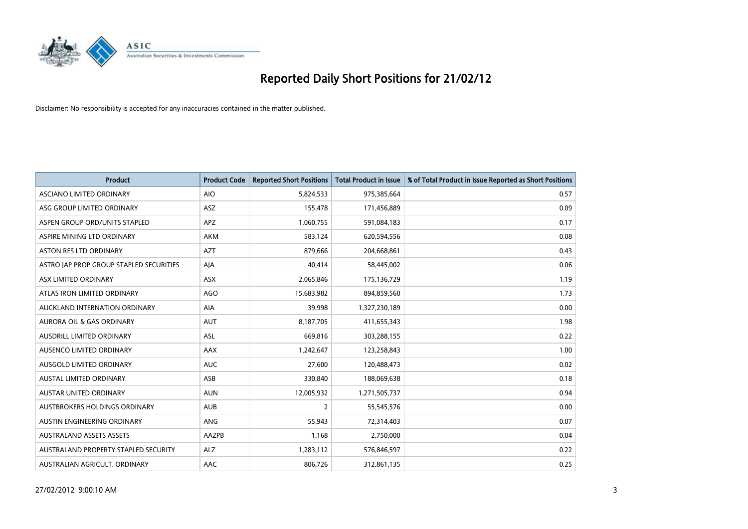# Reported Daily Short Positions for 21/02/12

Disclaimer: No responsibility is accepted for any inaccuracies contained in the matter published.

| Product | Product Code | Reported Short Positions | Total Product in Issue | % of Total Product in Issue Reported as Short Positions |
|---|---|---|---|---|
| ASCIANO LIMITED ORDINARY | AIO | 5,824,533 | 975,385,664 | 0.57 |
| ASG GROUP LIMITED ORDINARY | ASZ | 155,478 | 171,456,889 | 0.09 |
| ASPEN GROUP ORD/UNITS STAPLED | APZ | 1,060,755 | 591,084,183 | 0.17 |
| ASPIRE MINING LTD ORDINARY | AKM | 583,124 | 620,594,556 | 0.08 |
| ASTON RES LTD ORDINARY | AZT | 879,666 | 204,668,861 | 0.43 |
| ASTRO JAP PROP GROUP STAPLED SECURITIES | AJA | 40,414 | 58,445,002 | 0.06 |
| ASX LIMITED ORDINARY | ASX | 2,065,846 | 175,136,729 | 1.19 |
| ATLAS IRON LIMITED ORDINARY | AGO | 15,683,982 | 894,859,560 | 1.73 |
| AUCKLAND INTERNATION ORDINARY | AIA | 39,998 | 1,327,230,189 | 0.00 |
| AURORA OIL & GAS ORDINARY | AUT | 8,187,705 | 411,655,343 | 1.98 |
| AUSDRILL LIMITED ORDINARY | ASL | 669,816 | 303,288,155 | 0.22 |
| AUSENCO LIMITED ORDINARY | AAX | 1,242,647 | 123,258,843 | 1.00 |
| AUSGOLD LIMITED ORDINARY | AUC | 27,600 | 120,488,473 | 0.02 |
| AUSTAL LIMITED ORDINARY | ASB | 330,840 | 188,069,638 | 0.18 |
| AUSTAR UNITED ORDINARY | AUN | 12,005,932 | 1,271,505,737 | 0.94 |
| AUSTBROKERS HOLDINGS ORDINARY | AUB | 2 | 55,545,576 | 0.00 |
| AUSTIN ENGINEERING ORDINARY | ANG | 55,943 | 72,314,403 | 0.07 |
| AUSTRALAND ASSETS ASSETS | AAZPB | 1,168 | 2,750,000 | 0.04 |
| AUSTRALAND PROPERTY STAPLED SECURITY | ALZ | 1,283,112 | 576,846,597 | 0.22 |
| AUSTRALIAN AGRICULT. ORDINARY | AAC | 806,726 | 312,861,135 | 0.25 |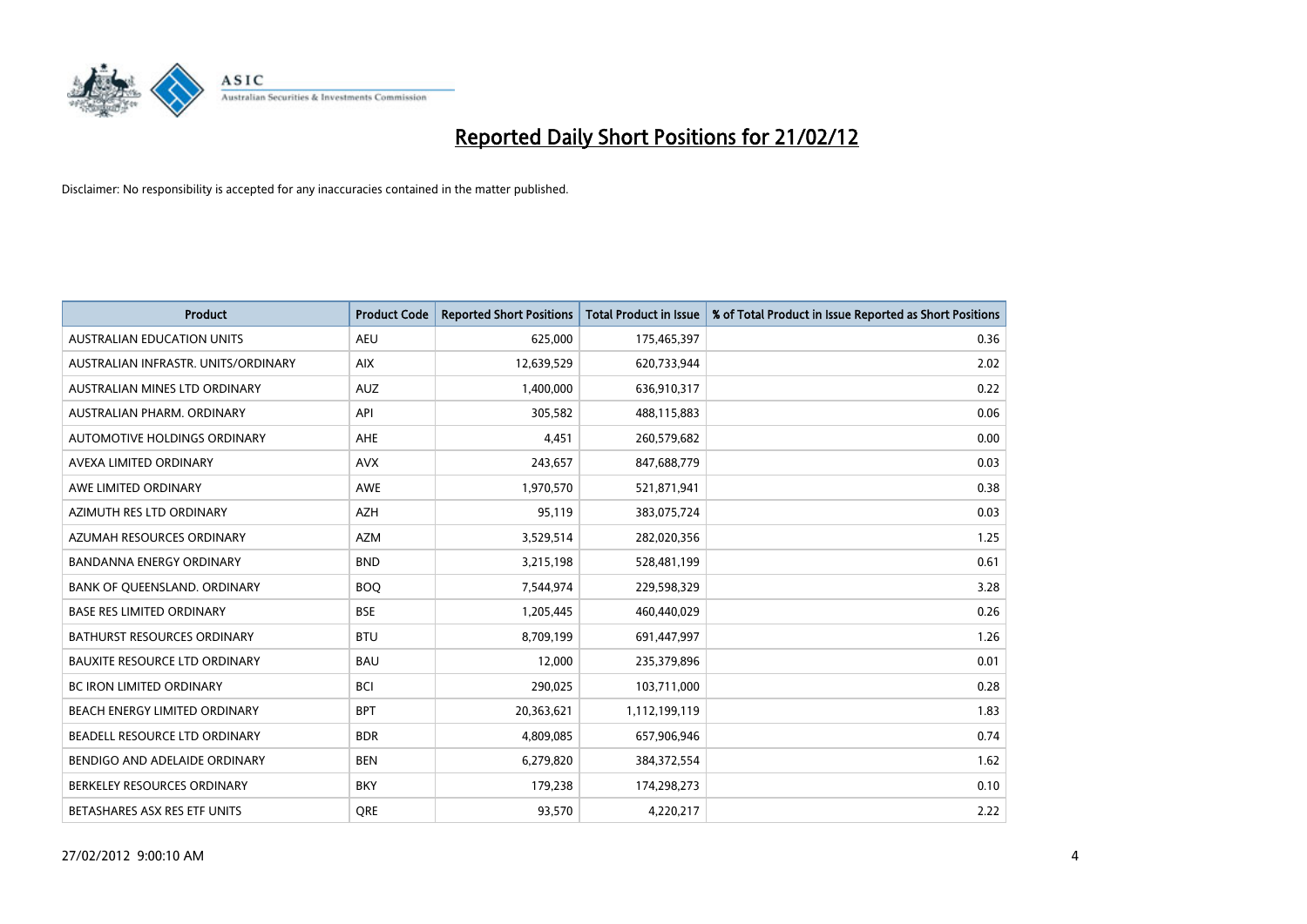# Reported Daily Short Positions for 21/02/12

Disclaimer: No responsibility is accepted for any inaccuracies contained in the matter published.

| Product | Product Code | Reported Short Positions | Total Product in Issue | % of Total Product in Issue Reported as Short Positions |
|---|---|---|---|---|
| AUSTRALIAN EDUCATION UNITS | AEU | 625,000 | 175,465,397 | 0.36 |
| AUSTRALIAN INFRASTR. UNITS/ORDINARY | AIX | 12,639,529 | 620,733,944 | 2.02 |
| AUSTRALIAN MINES LTD ORDINARY | AUZ | 1,400,000 | 636,910,317 | 0.22 |
| AUSTRALIAN PHARM. ORDINARY | API | 305,582 | 488,115,883 | 0.06 |
| AUTOMOTIVE HOLDINGS ORDINARY | AHE | 4,451 | 260,579,682 | 0.00 |
| AVEXA LIMITED ORDINARY | AVX | 243,657 | 847,688,779 | 0.03 |
| AWE LIMITED ORDINARY | AWE | 1,970,570 | 521,871,941 | 0.38 |
| AZIMUTH RES LTD ORDINARY | AZH | 95,119 | 383,075,724 | 0.03 |
| AZUMAH RESOURCES ORDINARY | AZM | 3,529,514 | 282,020,356 | 1.25 |
| BANDANNA ENERGY ORDINARY | BND | 3,215,198 | 528,481,199 | 0.61 |
| BANK OF QUEENSLAND. ORDINARY | BOQ | 7,544,974 | 229,598,329 | 3.28 |
| BASE RES LIMITED ORDINARY | BSE | 1,205,445 | 460,440,029 | 0.26 |
| BATHURST RESOURCES ORDINARY | BTU | 8,709,199 | 691,447,997 | 1.26 |
| BAUXITE RESOURCE LTD ORDINARY | BAU | 12,000 | 235,379,896 | 0.01 |
| BC IRON LIMITED ORDINARY | BCI | 290,025 | 103,711,000 | 0.28 |
| BEACH ENERGY LIMITED ORDINARY | BPT | 20,363,621 | 1,112,199,119 | 1.83 |
| BEADELL RESOURCE LTD ORDINARY | BDR | 4,809,085 | 657,906,946 | 0.74 |
| BENDIGO AND ADELAIDE ORDINARY | BEN | 6,279,820 | 384,372,554 | 1.62 |
| BERKELEY RESOURCES ORDINARY | BKY | 179,238 | 174,298,273 | 0.10 |
| BETASHARES ASX RES ETF UNITS | QRE | 93,570 | 4,220,217 | 2.22 |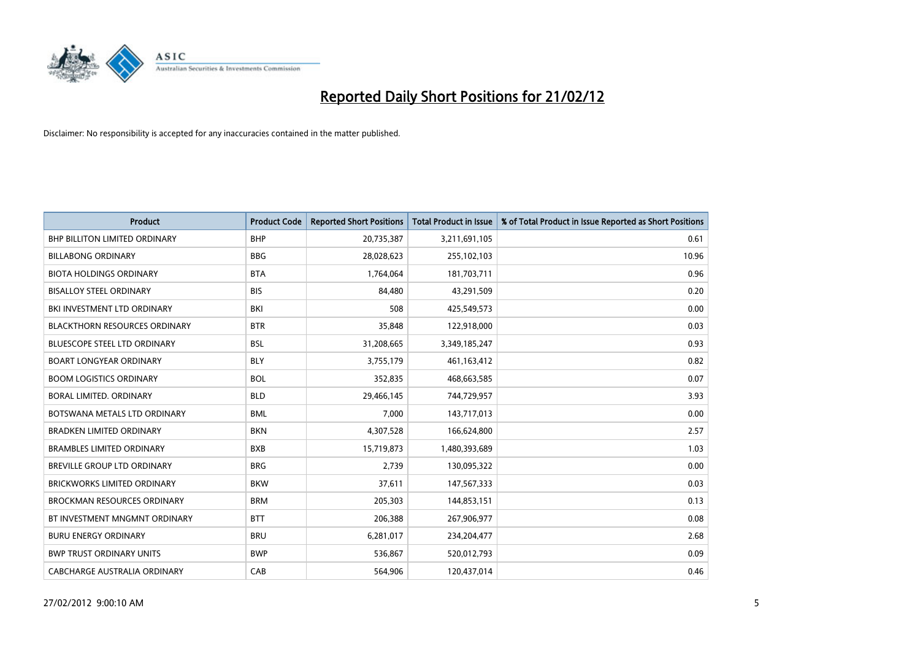# Reported Daily Short Positions for 21/02/12

Disclaimer: No responsibility is accepted for any inaccuracies contained in the matter published.

| Product | Product Code | Reported Short Positions | Total Product in Issue | % of Total Product in Issue Reported as Short Positions |
|---|---|---|---|---|
| BHP BILLITON LIMITED ORDINARY | BHP | 20,735,387 | 3,211,691,105 | 0.61 |
| BILLABONG ORDINARY | BBG | 28,028,623 | 255,102,103 | 10.96 |
| BIOTA HOLDINGS ORDINARY | BTA | 1,764,064 | 181,703,711 | 0.96 |
| BISALLOY STEEL ORDINARY | BIS | 84,480 | 43,291,509 | 0.20 |
| BKI INVESTMENT LTD ORDINARY | BKI | 508 | 425,549,573 | 0.00 |
| BLACKTHORN RESOURCES ORDINARY | BTR | 35,848 | 122,918,000 | 0.03 |
| BLUESCOPE STEEL LTD ORDINARY | BSL | 31,208,665 | 3,349,185,247 | 0.93 |
| BOART LONGYEAR ORDINARY | BLY | 3,755,179 | 461,163,412 | 0.82 |
| BOOM LOGISTICS ORDINARY | BOL | 352,835 | 468,663,585 | 0.07 |
| BORAL LIMITED. ORDINARY | BLD | 29,466,145 | 744,729,957 | 3.93 |
| BOTSWANA METALS LTD ORDINARY | BML | 7,000 | 143,717,013 | 0.00 |
| BRADKEN LIMITED ORDINARY | BKN | 4,307,528 | 166,624,800 | 2.57 |
| BRAMBLES LIMITED ORDINARY | BXB | 15,719,873 | 1,480,393,689 | 1.03 |
| BREVILLE GROUP LTD ORDINARY | BRG | 2,739 | 130,095,322 | 0.00 |
| BRICKWORKS LIMITED ORDINARY | BKW | 37,611 | 147,567,333 | 0.03 |
| BROCKMAN RESOURCES ORDINARY | BRM | 205,303 | 144,853,151 | 0.13 |
| BT INVESTMENT MNGMNT ORDINARY | BTT | 206,388 | 267,906,977 | 0.08 |
| BURU ENERGY ORDINARY | BRU | 6,281,017 | 234,204,477 | 2.68 |
| BWP TRUST ORDINARY UNITS | BWP | 536,867 | 520,012,793 | 0.09 |
| CABCHARGE AUSTRALIA ORDINARY | CAB | 564,906 | 120,437,014 | 0.46 |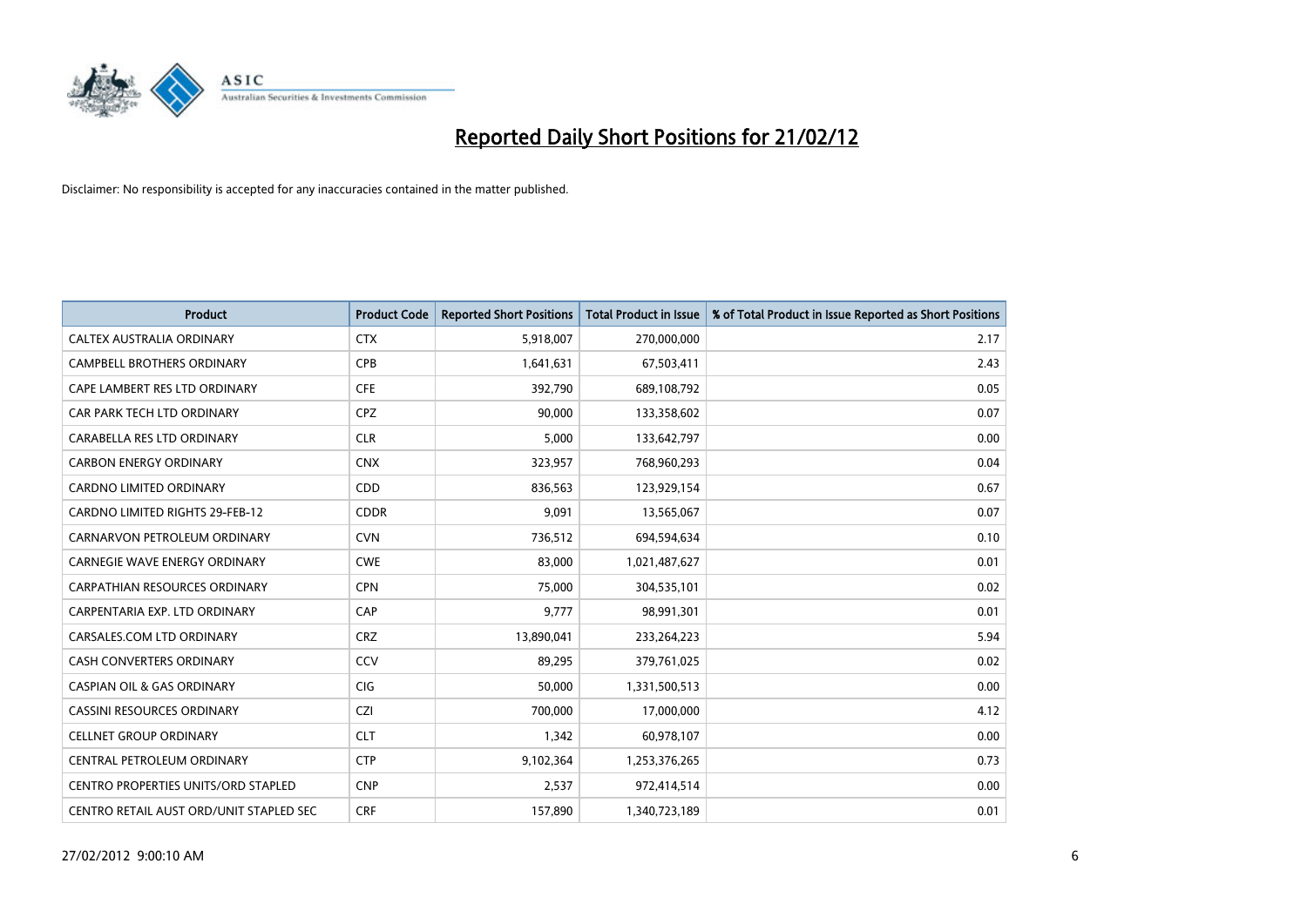# Reported Daily Short Positions for 21/02/12

Disclaimer: No responsibility is accepted for any inaccuracies contained in the matter published.

| Product | Product Code | Reported Short Positions | Total Product in Issue | % of Total Product in Issue Reported as Short Positions |
| --- | --- | --- | --- | --- |
| CALTEX AUSTRALIA ORDINARY | CTX | 5,918,007 | 270,000,000 | 2.17 |
| CAMPBELL BROTHERS ORDINARY | CPB | 1,641,631 | 67,503,411 | 2.43 |
| CAPE LAMBERT RES LTD ORDINARY | CFE | 392,790 | 689,108,792 | 0.05 |
| CAR PARK TECH LTD ORDINARY | CPZ | 90,000 | 133,358,602 | 0.07 |
| CARABELLA RES LTD ORDINARY | CLR | 5,000 | 133,642,797 | 0.00 |
| CARBON ENERGY ORDINARY | CNX | 323,957 | 768,960,293 | 0.04 |
| CARDNO LIMITED ORDINARY | CDD | 836,563 | 123,929,154 | 0.67 |
| CARDNO LIMITED RIGHTS 29-FEB-12 | CDDR | 9,091 | 13,565,067 | 0.07 |
| CARNARVON PETROLEUM ORDINARY | CVN | 736,512 | 694,594,634 | 0.10 |
| CARNEGIE WAVE ENERGY ORDINARY | CWE | 83,000 | 1,021,487,627 | 0.01 |
| CARPATHIAN RESOURCES ORDINARY | CPN | 75,000 | 304,535,101 | 0.02 |
| CARPENTARIA EXP. LTD ORDINARY | CAP | 9,777 | 98,991,301 | 0.01 |
| CARSALES.COM LTD ORDINARY | CRZ | 13,890,041 | 233,264,223 | 5.94 |
| CASH CONVERTERS ORDINARY | CCV | 89,295 | 379,761,025 | 0.02 |
| CASPIAN OIL & GAS ORDINARY | CIG | 50,000 | 1,331,500,513 | 0.00 |
| CASSINI RESOURCES ORDINARY | CZI | 700,000 | 17,000,000 | 4.12 |
| CELLNET GROUP ORDINARY | CLT | 1,342 | 60,978,107 | 0.00 |
| CENTRAL PETROLEUM ORDINARY | CTP | 9,102,364 | 1,253,376,265 | 0.73 |
| CENTRO PROPERTIES UNITS/ORD STAPLED | CNP | 2,537 | 972,414,514 | 0.00 |
| CENTRO RETAIL AUST ORD/UNIT STAPLED SEC | CRF | 157,890 | 1,340,723,189 | 0.01 |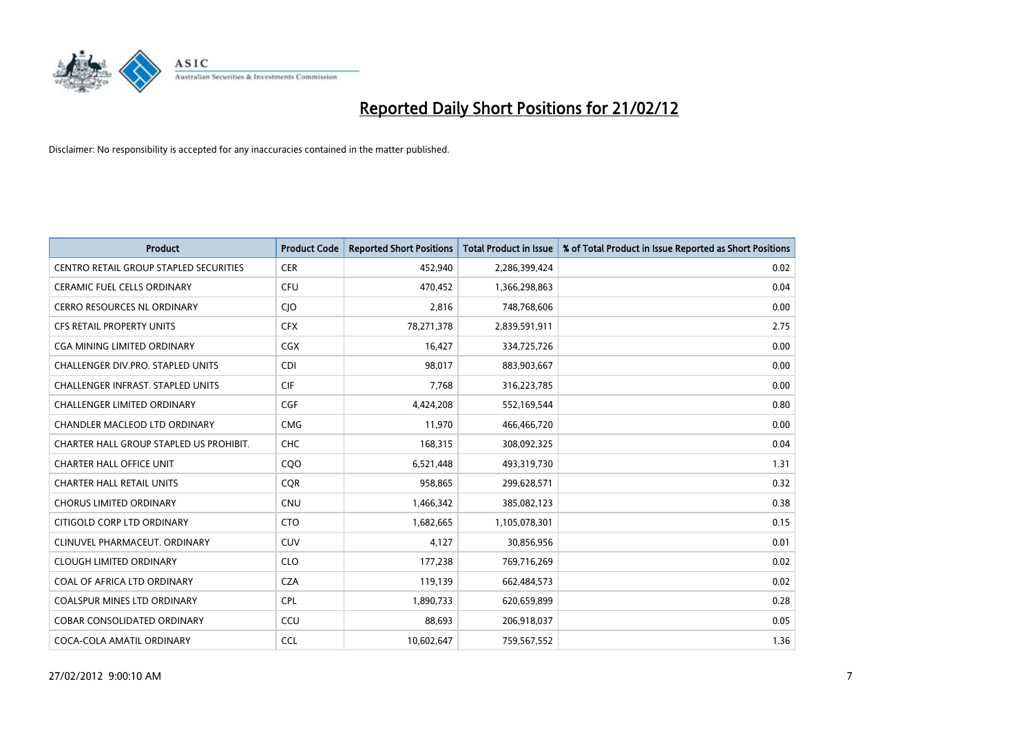# Reported Daily Short Positions for 21/02/12

Disclaimer: No responsibility is accepted for any inaccuracies contained in the matter published.

| Product | Product Code | Reported Short Positions | Total Product in Issue | % of Total Product in Issue Reported as Short Positions |
|---|---|---|---|---|
| CENTRO RETAIL GROUP STAPLED SECURITIES | CER | 452,940 | 2,286,399,424 | 0.02 |
| CERAMIC FUEL CELLS ORDINARY | CFU | 470,452 | 1,366,298,863 | 0.04 |
| CERRO RESOURCES NL ORDINARY | CJO | 2,816 | 748,768,606 | 0.00 |
| CFS RETAIL PROPERTY UNITS | CFX | 78,271,378 | 2,839,591,911 | 2.75 |
| CGA MINING LIMITED ORDINARY | CGX | 16,427 | 334,725,726 | 0.00 |
| CHALLENGER DIV.PRO. STAPLED UNITS | CDI | 98,017 | 883,903,667 | 0.00 |
| CHALLENGER INFRAST. STAPLED UNITS | CIF | 7,768 | 316,223,785 | 0.00 |
| CHALLENGER LIMITED ORDINARY | CGF | 4,424,208 | 552,169,544 | 0.80 |
| CHANDLER MACLEOD LTD ORDINARY | CMG | 11,970 | 466,466,720 | 0.00 |
| CHARTER HALL GROUP STAPLED US PROHIBIT. | CHC | 168,315 | 308,092,325 | 0.04 |
| CHARTER HALL OFFICE UNIT | CQO | 6,521,448 | 493,319,730 | 1.31 |
| CHARTER HALL RETAIL UNITS | CQR | 958,865 | 299,628,571 | 0.32 |
| CHORUS LIMITED ORDINARY | CNU | 1,466,342 | 385,082,123 | 0.38 |
| CITIGOLD CORP LTD ORDINARY | CTO | 1,682,665 | 1,105,078,301 | 0.15 |
| CLINUVEL PHARMACEUT. ORDINARY | CUV | 4,127 | 30,856,956 | 0.01 |
| CLOUGH LIMITED ORDINARY | CLO | 177,238 | 769,716,269 | 0.02 |
| COAL OF AFRICA LTD ORDINARY | CZA | 119,139 | 662,484,573 | 0.02 |
| COALSPUR MINES LTD ORDINARY | CPL | 1,890,733 | 620,659,899 | 0.28 |
| COBAR CONSOLIDATED ORDINARY | CCU | 88,693 | 206,918,037 | 0.05 |
| COCA-COLA AMATIL ORDINARY | CCL | 10,602,647 | 759,567,552 | 1.36 |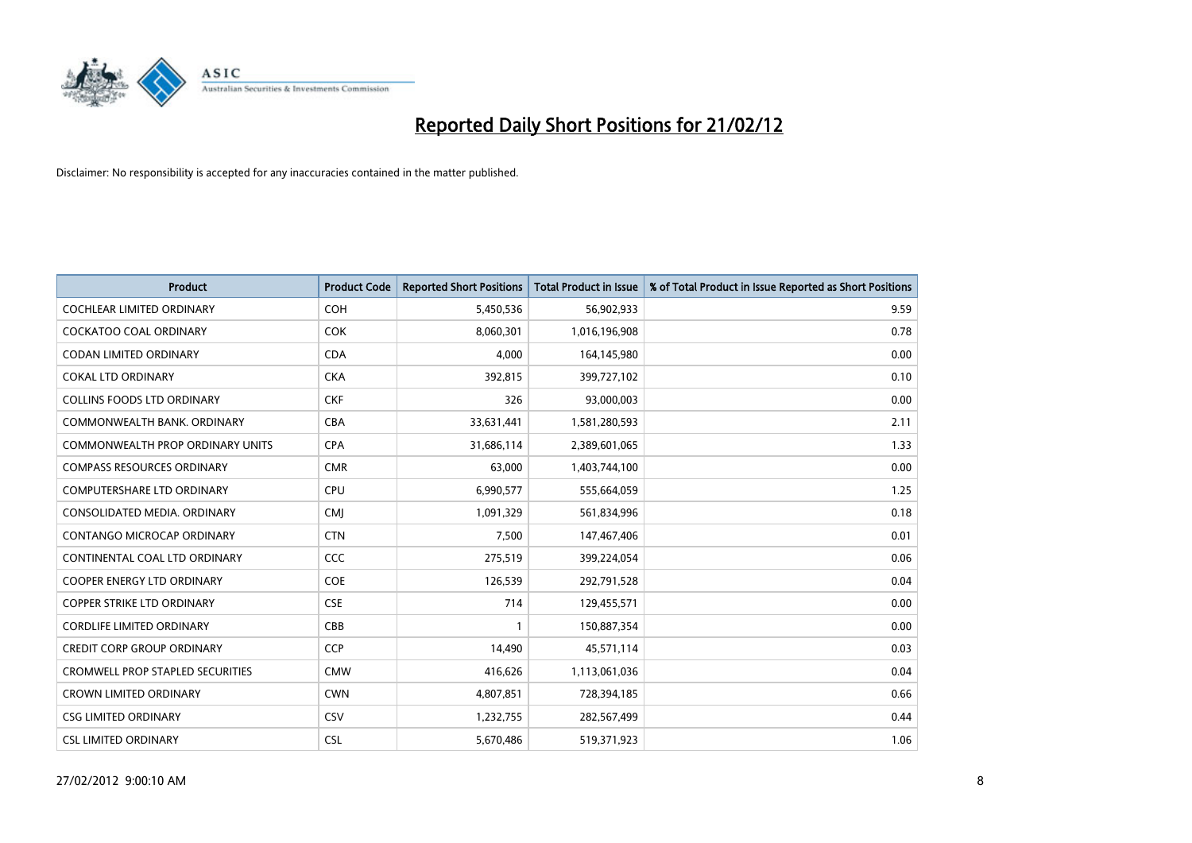# Reported Daily Short Positions for 21/02/12

Disclaimer: No responsibility is accepted for any inaccuracies contained in the matter published.

| Product | Product Code | Reported Short Positions | Total Product in Issue | % of Total Product in Issue Reported as Short Positions |
| --- | --- | --- | --- | --- |
| COCHLEAR LIMITED ORDINARY | COH | 5,450,536 | 56,902,933 | 9.59 |
| COCKATOO COAL ORDINARY | COK | 8,060,301 | 1,016,196,908 | 0.78 |
| CODAN LIMITED ORDINARY | CDA | 4,000 | 164,145,980 | 0.00 |
| COKAL LTD ORDINARY | CKA | 392,815 | 399,727,102 | 0.10 |
| COLLINS FOODS LTD ORDINARY | CKF | 326 | 93,000,003 | 0.00 |
| COMMONWEALTH BANK. ORDINARY | CBA | 33,631,441 | 1,581,280,593 | 2.11 |
| COMMONWEALTH PROP ORDINARY UNITS | CPA | 31,686,114 | 2,389,601,065 | 1.33 |
| COMPASS RESOURCES ORDINARY | CMR | 63,000 | 1,403,744,100 | 0.00 |
| COMPUTERSHARE LTD ORDINARY | CPU | 6,990,577 | 555,664,059 | 1.25 |
| CONSOLIDATED MEDIA. ORDINARY | CMJ | 1,091,329 | 561,834,996 | 0.18 |
| CONTANGO MICROCAP ORDINARY | CTN | 7,500 | 147,467,406 | 0.01 |
| CONTINENTAL COAL LTD ORDINARY | CCC | 275,519 | 399,224,054 | 0.06 |
| COOPER ENERGY LTD ORDINARY | COE | 126,539 | 292,791,528 | 0.04 |
| COPPER STRIKE LTD ORDINARY | CSE | 714 | 129,455,571 | 0.00 |
| CORDLIFE LIMITED ORDINARY | CBB | 1 | 150,887,354 | 0.00 |
| CREDIT CORP GROUP ORDINARY | CCP | 14,490 | 45,571,114 | 0.03 |
| CROMWELL PROP STAPLED SECURITIES | CMW | 416,626 | 1,113,061,036 | 0.04 |
| CROWN LIMITED ORDINARY | CWN | 4,807,851 | 728,394,185 | 0.66 |
| CSG LIMITED ORDINARY | CSV | 1,232,755 | 282,567,499 | 0.44 |
| CSL LIMITED ORDINARY | CSL | 5,670,486 | 519,371,923 | 1.06 |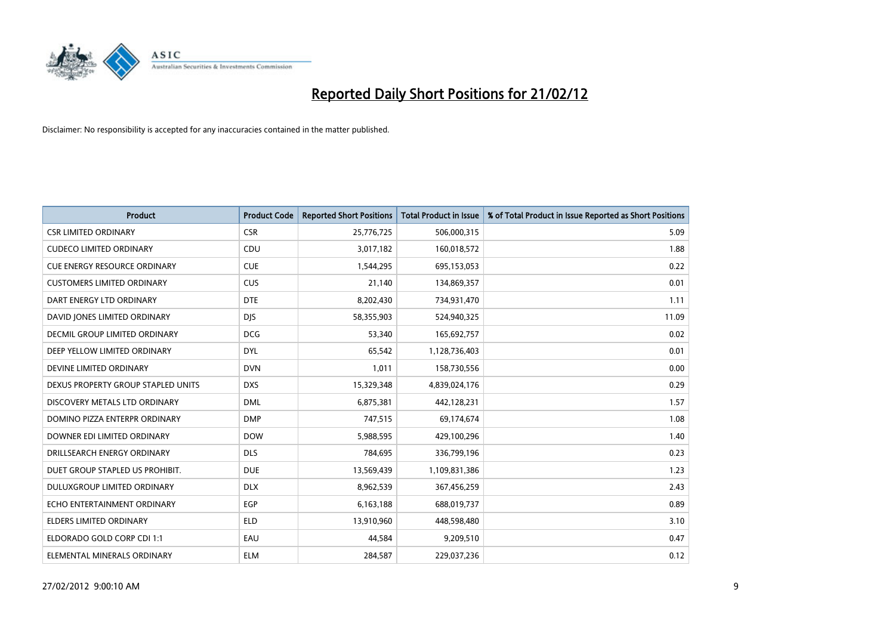# Reported Daily Short Positions for 21/02/12

Disclaimer: No responsibility is accepted for any inaccuracies contained in the matter published.

| Product | Product Code | Reported Short Positions | Total Product in Issue | % of Total Product in Issue Reported as Short Positions |
|---|---|---|---|---|
| CSR LIMITED ORDINARY | CSR | 25,776,725 | 506,000,315 | 5.09 |
| CUDECO LIMITED ORDINARY | CDU | 3,017,182 | 160,018,572 | 1.88 |
| CUE ENERGY RESOURCE ORDINARY | CUE | 1,544,295 | 695,153,053 | 0.22 |
| CUSTOMERS LIMITED ORDINARY | CUS | 21,140 | 134,869,357 | 0.01 |
| DART ENERGY LTD ORDINARY | DTE | 8,202,430 | 734,931,470 | 1.11 |
| DAVID JONES LIMITED ORDINARY | DJS | 58,355,903 | 524,940,325 | 11.09 |
| DECMIL GROUP LIMITED ORDINARY | DCG | 53,340 | 165,692,757 | 0.02 |
| DEEP YELLOW LIMITED ORDINARY | DYL | 65,542 | 1,128,736,403 | 0.01 |
| DEVINE LIMITED ORDINARY | DVN | 1,011 | 158,730,556 | 0.00 |
| DEXUS PROPERTY GROUP STAPLED UNITS | DXS | 15,329,348 | 4,839,024,176 | 0.29 |
| DISCOVERY METALS LTD ORDINARY | DML | 6,875,381 | 442,128,231 | 1.57 |
| DOMINO PIZZA ENTERPR ORDINARY | DMP | 747,515 | 69,174,674 | 1.08 |
| DOWNER EDI LIMITED ORDINARY | DOW | 5,988,595 | 429,100,296 | 1.40 |
| DRILLSEARCH ENERGY ORDINARY | DLS | 784,695 | 336,799,196 | 0.23 |
| DUET GROUP STAPLED US PROHIBIT. | DUE | 13,569,439 | 1,109,831,386 | 1.23 |
| DULUXGROUP LIMITED ORDINARY | DLX | 8,962,539 | 367,456,259 | 2.43 |
| ECHO ENTERTAINMENT ORDINARY | EGP | 6,163,188 | 688,019,737 | 0.89 |
| ELDERS LIMITED ORDINARY | ELD | 13,910,960 | 448,598,480 | 3.10 |
| ELDORADO GOLD CORP CDI 1:1 | EAU | 44,584 | 9,209,510 | 0.47 |
| ELEMENTAL MINERALS ORDINARY | ELM | 284,587 | 229,037,236 | 0.12 |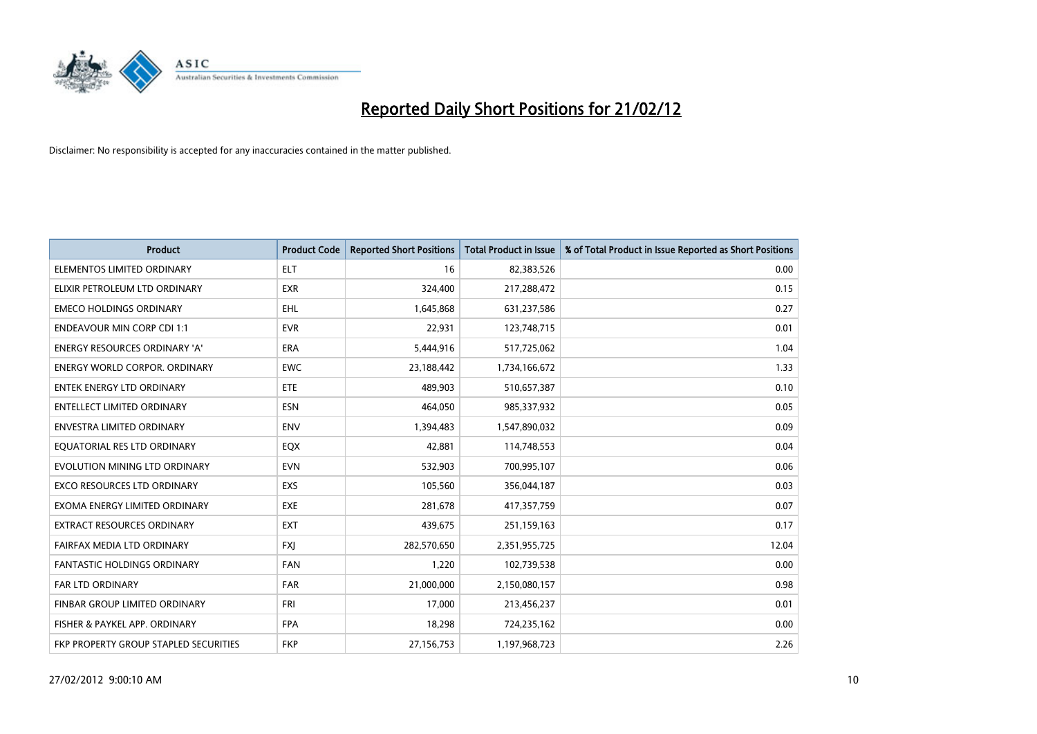# Reported Daily Short Positions for 21/02/12

Disclaimer: No responsibility is accepted for any inaccuracies contained in the matter published.

| Product | Product Code | Reported Short Positions | Total Product in Issue | % of Total Product in Issue Reported as Short Positions |
|---|---|---|---|---|
| ELEMENTOS LIMITED ORDINARY | ELT | 16 | 82,383,526 | 0.00 |
| ELIXIR PETROLEUM LTD ORDINARY | EXR | 324,400 | 217,288,472 | 0.15 |
| EMECO HOLDINGS ORDINARY | EHL | 1,645,868 | 631,237,586 | 0.27 |
| ENDEAVOUR MIN CORP CDI 1:1 | EVR | 22,931 | 123,748,715 | 0.01 |
| ENERGY RESOURCES ORDINARY 'A' | ERA | 5,444,916 | 517,725,062 | 1.04 |
| ENERGY WORLD CORPOR. ORDINARY | EWC | 23,188,442 | 1,734,166,672 | 1.33 |
| ENTEK ENERGY LTD ORDINARY | ETE | 489,903 | 510,657,387 | 0.10 |
| ENTELLECT LIMITED ORDINARY | ESN | 464,050 | 985,337,932 | 0.05 |
| ENVESTRA LIMITED ORDINARY | ENV | 1,394,483 | 1,547,890,032 | 0.09 |
| EQUATORIAL RES LTD ORDINARY | EQX | 42,881 | 114,748,553 | 0.04 |
| EVOLUTION MINING LTD ORDINARY | EVN | 532,903 | 700,995,107 | 0.06 |
| EXCO RESOURCES LTD ORDINARY | EXS | 105,560 | 356,044,187 | 0.03 |
| EXOMA ENERGY LIMITED ORDINARY | EXE | 281,678 | 417,357,759 | 0.07 |
| EXTRACT RESOURCES ORDINARY | EXT | 439,675 | 251,159,163 | 0.17 |
| FAIRFAX MEDIA LTD ORDINARY | FXJ | 282,570,650 | 2,351,955,725 | 12.04 |
| FANTASTIC HOLDINGS ORDINARY | FAN | 1,220 | 102,739,538 | 0.00 |
| FAR LTD ORDINARY | FAR | 21,000,000 | 2,150,080,157 | 0.98 |
| FINBAR GROUP LIMITED ORDINARY | FRI | 17,000 | 213,456,237 | 0.01 |
| FISHER & PAYKEL APP. ORDINARY | FPA | 18,298 | 724,235,162 | 0.00 |
| FKP PROPERTY GROUP STAPLED SECURITIES | FKP | 27,156,753 | 1,197,968,723 | 2.26 |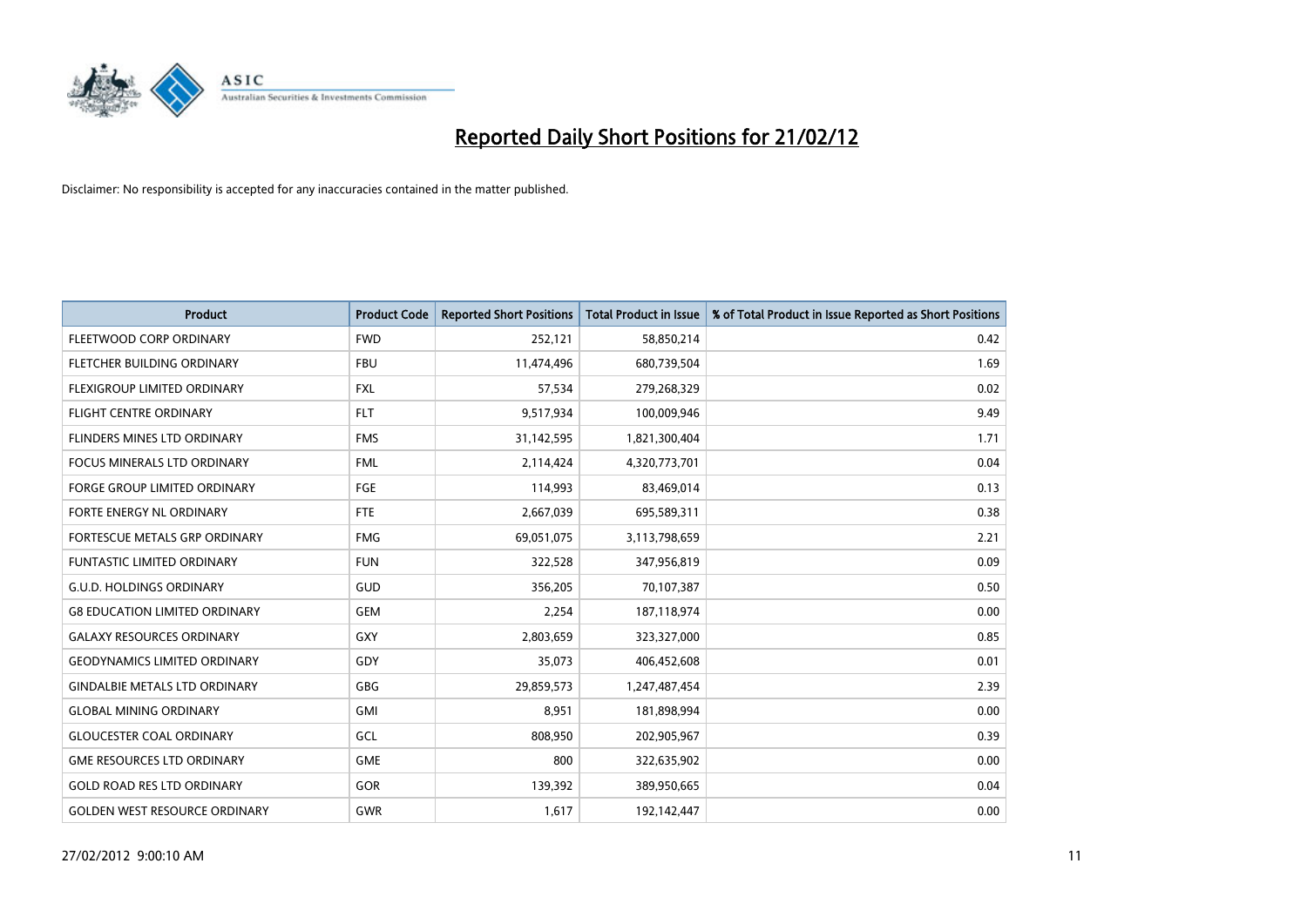# Reported Daily Short Positions for 21/02/12

Disclaimer: No responsibility is accepted for any inaccuracies contained in the matter published.

| Product | Product Code | Reported Short Positions | Total Product in Issue | % of Total Product in Issue Reported as Short Positions |
|---|---|---|---|---|
| FLEETWOOD CORP ORDINARY | FWD | 252,121 | 58,850,214 | 0.42 |
| FLETCHER BUILDING ORDINARY | FBU | 11,474,496 | 680,739,504 | 1.69 |
| FLEXIGROUP LIMITED ORDINARY | FXL | 57,534 | 279,268,329 | 0.02 |
| FLIGHT CENTRE ORDINARY | FLT | 9,517,934 | 100,009,946 | 9.49 |
| FLINDERS MINES LTD ORDINARY | FMS | 31,142,595 | 1,821,300,404 | 1.71 |
| FOCUS MINERALS LTD ORDINARY | FML | 2,114,424 | 4,320,773,701 | 0.04 |
| FORGE GROUP LIMITED ORDINARY | FGE | 114,993 | 83,469,014 | 0.13 |
| FORTE ENERGY NL ORDINARY | FTE | 2,667,039 | 695,589,311 | 0.38 |
| FORTESCUE METALS GRP ORDINARY | FMG | 69,051,075 | 3,113,798,659 | 2.21 |
| FUNTASTIC LIMITED ORDINARY | FUN | 322,528 | 347,956,819 | 0.09 |
| G.U.D. HOLDINGS ORDINARY | GUD | 356,205 | 70,107,387 | 0.50 |
| G8 EDUCATION LIMITED ORDINARY | GEM | 2,254 | 187,118,974 | 0.00 |
| GALAXY RESOURCES ORDINARY | GXY | 2,803,659 | 323,327,000 | 0.85 |
| GEODYNAMICS LIMITED ORDINARY | GDY | 35,073 | 406,452,608 | 0.01 |
| GINDALBIE METALS LTD ORDINARY | GBG | 29,859,573 | 1,247,487,454 | 2.39 |
| GLOBAL MINING ORDINARY | GMI | 8,951 | 181,898,994 | 0.00 |
| GLOUCESTER COAL ORDINARY | GCL | 808,950 | 202,905,967 | 0.39 |
| GME RESOURCES LTD ORDINARY | GME | 800 | 322,635,902 | 0.00 |
| GOLD ROAD RES LTD ORDINARY | GOR | 139,392 | 389,950,665 | 0.04 |
| GOLDEN WEST RESOURCE ORDINARY | GWR | 1,617 | 192,142,447 | 0.00 |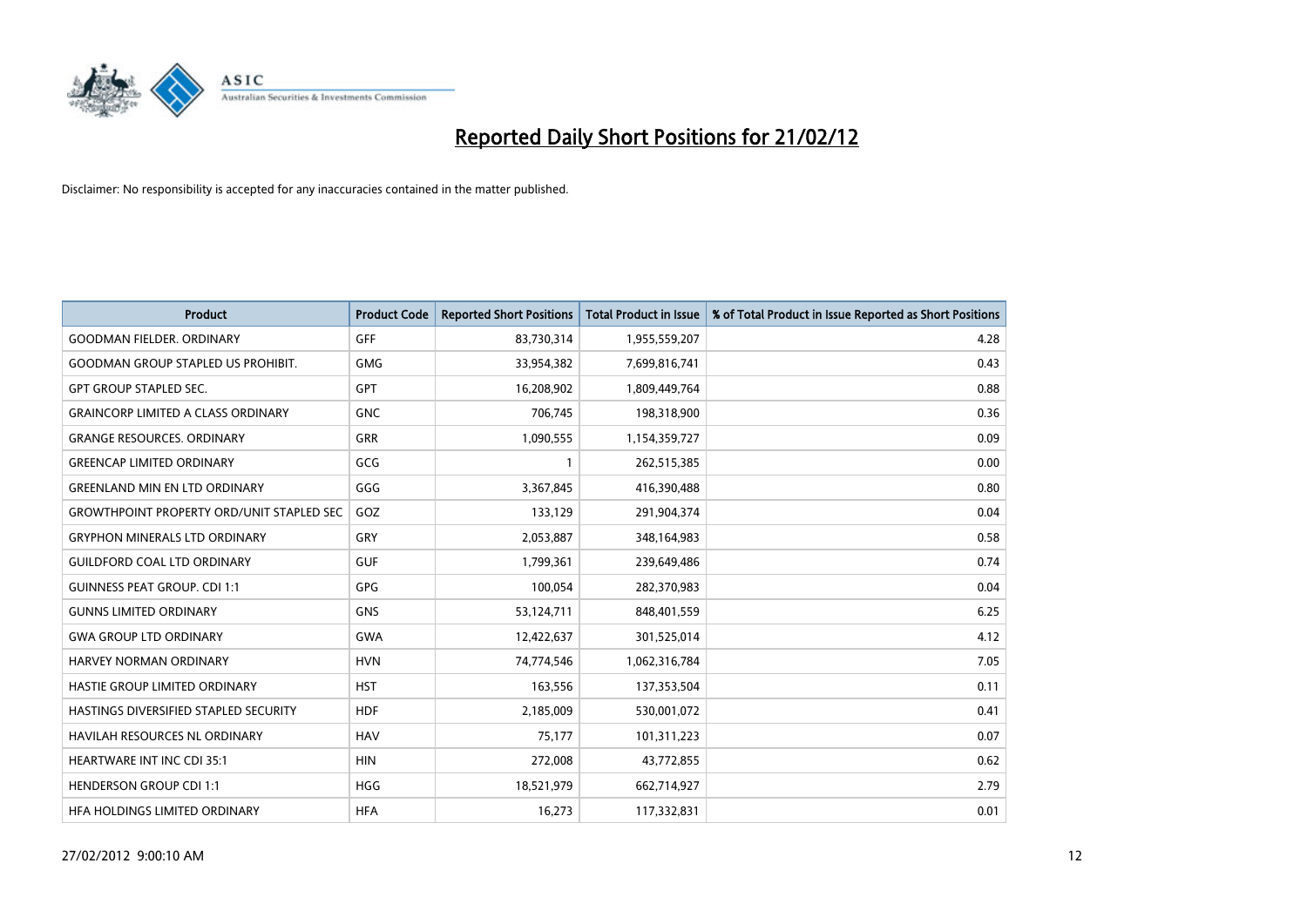# Reported Daily Short Positions for 21/02/12

Disclaimer: No responsibility is accepted for any inaccuracies contained in the matter published.

| Product | Product Code | Reported Short Positions | Total Product in Issue | % of Total Product in Issue Reported as Short Positions |
|---|---|---|---|---|
| GOODMAN FIELDER. ORDINARY | GFF | 83,730,314 | 1,955,559,207 | 4.28 |
| GOODMAN GROUP STAPLED US PROHIBIT. | GMG | 33,954,382 | 7,699,816,741 | 0.43 |
| GPT GROUP STAPLED SEC. | GPT | 16,208,902 | 1,809,449,764 | 0.88 |
| GRAINCORP LIMITED A CLASS ORDINARY | GNC | 706,745 | 198,318,900 | 0.36 |
| GRANGE RESOURCES. ORDINARY | GRR | 1,090,555 | 1,154,359,727 | 0.09 |
| GREENCAP LIMITED ORDINARY | GCG | 1 | 262,515,385 | 0.00 |
| GREENLAND MIN EN LTD ORDINARY | GGG | 3,367,845 | 416,390,488 | 0.80 |
| GROWTHPOINT PROPERTY ORD/UNIT STAPLED SEC | GOZ | 133,129 | 291,904,374 | 0.04 |
| GRYPHON MINERALS LTD ORDINARY | GRY | 2,053,887 | 348,164,983 | 0.58 |
| GUILDFORD COAL LTD ORDINARY | GUF | 1,799,361 | 239,649,486 | 0.74 |
| GUINNESS PEAT GROUP. CDI 1:1 | GPG | 100,054 | 282,370,983 | 0.04 |
| GUNNS LIMITED ORDINARY | GNS | 53,124,711 | 848,401,559 | 6.25 |
| GWA GROUP LTD ORDINARY | GWA | 12,422,637 | 301,525,014 | 4.12 |
| HARVEY NORMAN ORDINARY | HVN | 74,774,546 | 1,062,316,784 | 7.05 |
| HASTIE GROUP LIMITED ORDINARY | HST | 163,556 | 137,353,504 | 0.11 |
| HASTINGS DIVERSIFIED STAPLED SECURITY | HDF | 2,185,009 | 530,001,072 | 0.41 |
| HAVILAH RESOURCES NL ORDINARY | HAV | 75,177 | 101,311,223 | 0.07 |
| HEARTWARE INT INC CDI 35:1 | HIN | 272,008 | 43,772,855 | 0.62 |
| HENDERSON GROUP CDI 1:1 | HGG | 18,521,979 | 662,714,927 | 2.79 |
| HFA HOLDINGS LIMITED ORDINARY | HFA | 16,273 | 117,332,831 | 0.01 |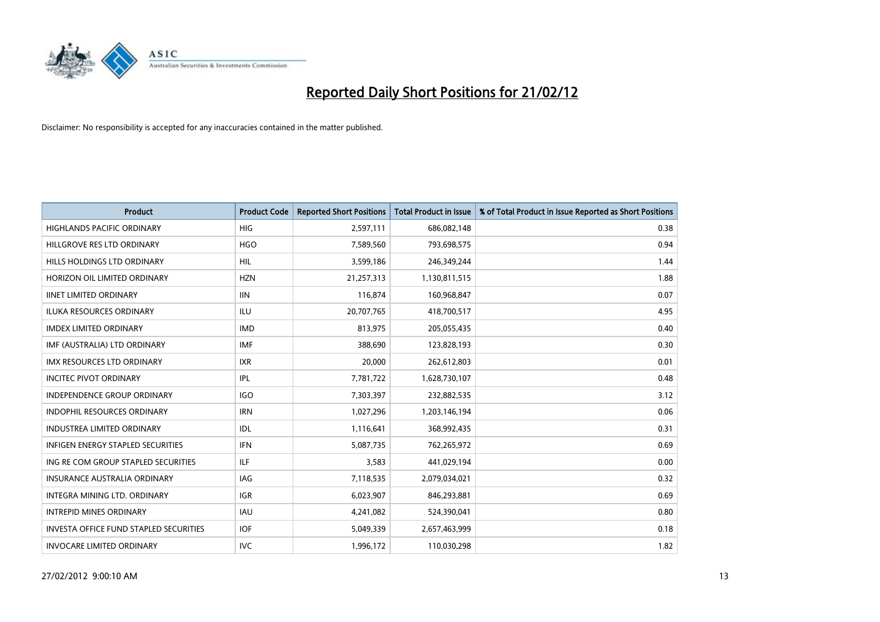# Reported Daily Short Positions for 21/02/12

Disclaimer: No responsibility is accepted for any inaccuracies contained in the matter published.

| Product | Product Code | Reported Short Positions | Total Product in Issue | % of Total Product in Issue Reported as Short Positions |
|---|---|---|---|---|
| HIGHLANDS PACIFIC ORDINARY | HIG | 2,597,111 | 686,082,148 | 0.38 |
| HILLGROVE RES LTD ORDINARY | HGO | 7,589,560 | 793,698,575 | 0.94 |
| HILLS HOLDINGS LTD ORDINARY | HIL | 3,599,186 | 246,349,244 | 1.44 |
| HORIZON OIL LIMITED ORDINARY | HZN | 21,257,313 | 1,130,811,515 | 1.88 |
| IINET LIMITED ORDINARY | IIN | 116,874 | 160,968,847 | 0.07 |
| ILUKA RESOURCES ORDINARY | ILU | 20,707,765 | 418,700,517 | 4.95 |
| IMDEX LIMITED ORDINARY | IMD | 813,975 | 205,055,435 | 0.40 |
| IMF (AUSTRALIA) LTD ORDINARY | IMF | 388,690 | 123,828,193 | 0.30 |
| IMX RESOURCES LTD ORDINARY | IXR | 20,000 | 262,612,803 | 0.01 |
| INCITEC PIVOT ORDINARY | IPL | 7,781,722 | 1,628,730,107 | 0.48 |
| INDEPENDENCE GROUP ORDINARY | IGO | 7,303,397 | 232,882,535 | 3.12 |
| INDOPHIL RESOURCES ORDINARY | IRN | 1,027,296 | 1,203,146,194 | 0.06 |
| INDUSTREA LIMITED ORDINARY | IDL | 1,116,641 | 368,992,435 | 0.31 |
| INFIGEN ENERGY STAPLED SECURITIES | IFN | 5,087,735 | 762,265,972 | 0.69 |
| ING RE COM GROUP STAPLED SECURITIES | ILF | 3,583 | 441,029,194 | 0.00 |
| INSURANCE AUSTRALIA ORDINARY | IAG | 7,118,535 | 2,079,034,021 | 0.32 |
| INTEGRA MINING LTD. ORDINARY | IGR | 6,023,907 | 846,293,881 | 0.69 |
| INTREPID MINES ORDINARY | IAU | 4,241,082 | 524,390,041 | 0.80 |
| INVESTA OFFICE FUND STAPLED SECURITIES | IOF | 5,049,339 | 2,657,463,999 | 0.18 |
| INVOCARE LIMITED ORDINARY | IVC | 1,996,172 | 110,030,298 | 1.82 |

27/02/2012 9:00:10 AM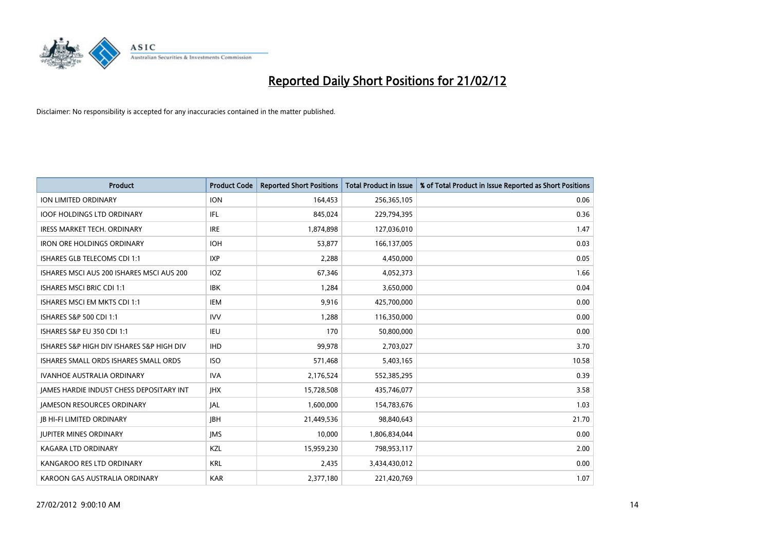# Reported Daily Short Positions for 21/02/12

Disclaimer: No responsibility is accepted for any inaccuracies contained in the matter published.

| Product | Product Code | Reported Short Positions | Total Product in Issue | % of Total Product in Issue Reported as Short Positions |
|---|---|---|---|---|
| ION LIMITED ORDINARY | ION | 164,453 | 256,365,105 | 0.06 |
| IOOF HOLDINGS LTD ORDINARY | IFL | 845,024 | 229,794,395 | 0.36 |
| IRESS MARKET TECH. ORDINARY | IRE | 1,874,898 | 127,036,010 | 1.47 |
| IRON ORE HOLDINGS ORDINARY | IOH | 53,877 | 166,137,005 | 0.03 |
| ISHARES GLB TELECOMS CDI 1:1 | IXP | 2,288 | 4,450,000 | 0.05 |
| ISHARES MSCI AUS 200 ISHARES MSCI AUS 200 | IOZ | 67,346 | 4,052,373 | 1.66 |
| ISHARES MSCI BRIC CDI 1:1 | IBK | 1,284 | 3,650,000 | 0.04 |
| ISHARES MSCI EM MKTS CDI 1:1 | IEM | 9,916 | 425,700,000 | 0.00 |
| ISHARES S&P 500 CDI 1:1 | IVV | 1,288 | 116,350,000 | 0.00 |
| ISHARES S&P EU 350 CDI 1:1 | IEU | 170 | 50,800,000 | 0.00 |
| ISHARES S&P HIGH DIV ISHARES S&P HIGH DIV | IHD | 99,978 | 2,703,027 | 3.70 |
| ISHARES SMALL ORDS ISHARES SMALL ORDS | ISO | 571,468 | 5,403,165 | 10.58 |
| IVANHOE AUSTRALIA ORDINARY | IVA | 2,176,524 | 552,385,295 | 0.39 |
| JAMES HARDIE INDUST CHESS DEPOSITARY INT | JHX | 15,728,508 | 435,746,077 | 3.58 |
| JAMESON RESOURCES ORDINARY | JAL | 1,600,000 | 154,783,676 | 1.03 |
| JB HI-FI LIMITED ORDINARY | JBH | 21,449,536 | 98,840,643 | 21.70 |
| JUPITER MINES ORDINARY | JMS | 10,000 | 1,806,834,044 | 0.00 |
| KAGARA LTD ORDINARY | KZL | 15,959,230 | 798,953,117 | 2.00 |
| KANGAROO RES LTD ORDINARY | KRL | 2,435 | 3,434,430,012 | 0.00 |
| KAROON GAS AUSTRALIA ORDINARY | KAR | 2,377,180 | 221,420,769 | 1.07 |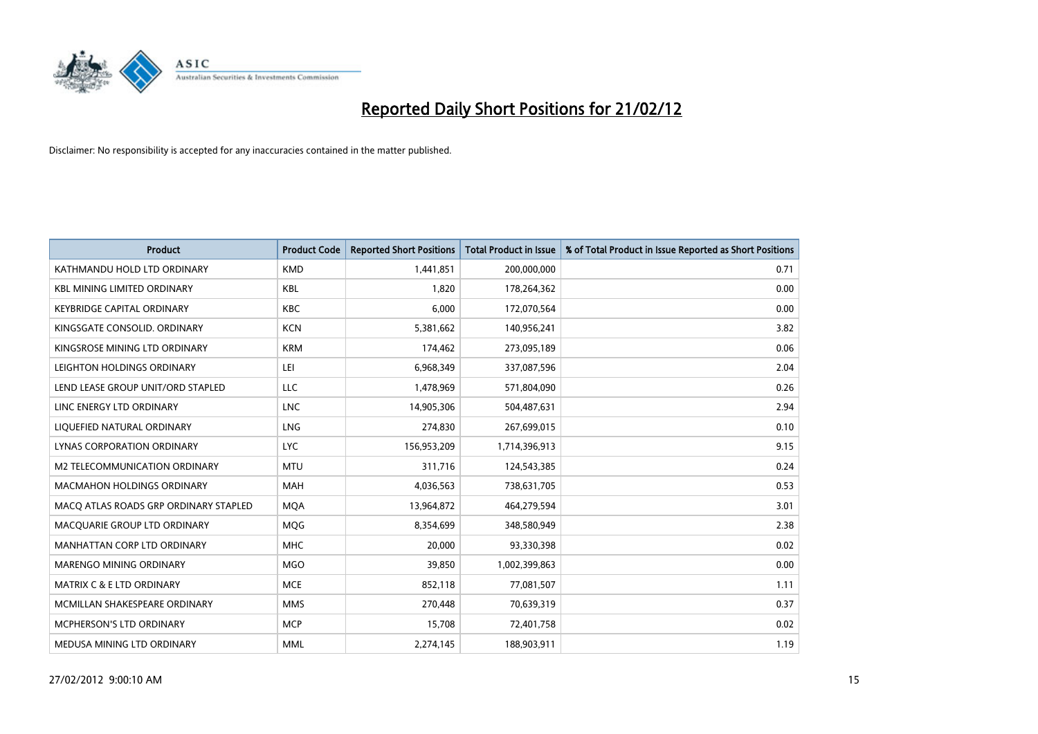# Reported Daily Short Positions for 21/02/12

Disclaimer: No responsibility is accepted for any inaccuracies contained in the matter published.

| Product | Product Code | Reported Short Positions | Total Product in Issue | % of Total Product in Issue Reported as Short Positions |
|---|---|---|---|---|
| KATHMANDU HOLD LTD ORDINARY | KMD | 1,441,851 | 200,000,000 | 0.71 |
| KBL MINING LIMITED ORDINARY | KBL | 1,820 | 178,264,362 | 0.00 |
| KEYBRIDGE CAPITAL ORDINARY | KBC | 6,000 | 172,070,564 | 0.00 |
| KINGSGATE CONSOLID. ORDINARY | KCN | 5,381,662 | 140,956,241 | 3.82 |
| KINGSROSE MINING LTD ORDINARY | KRM | 174,462 | 273,095,189 | 0.06 |
| LEIGHTON HOLDINGS ORDINARY | LEI | 6,968,349 | 337,087,596 | 2.04 |
| LEND LEASE GROUP UNIT/ORD STAPLED | LLC | 1,478,969 | 571,804,090 | 0.26 |
| LINC ENERGY LTD ORDINARY | LNC | 14,905,306 | 504,487,631 | 2.94 |
| LIQUEFIED NATURAL ORDINARY | LNG | 274,830 | 267,699,015 | 0.10 |
| LYNAS CORPORATION ORDINARY | LYC | 156,953,209 | 1,714,396,913 | 9.15 |
| M2 TELECOMMUNICATION ORDINARY | MTU | 311,716 | 124,543,385 | 0.24 |
| MACMAHON HOLDINGS ORDINARY | MAH | 4,036,563 | 738,631,705 | 0.53 |
| MACQ ATLAS ROADS GRP ORDINARY STAPLED | MQA | 13,964,872 | 464,279,594 | 3.01 |
| MACQUARIE GROUP LTD ORDINARY | MQG | 8,354,699 | 348,580,949 | 2.38 |
| MANHATTAN CORP LTD ORDINARY | MHC | 20,000 | 93,330,398 | 0.02 |
| MARENGO MINING ORDINARY | MGO | 39,850 | 1,002,399,863 | 0.00 |
| MATRIX C & E LTD ORDINARY | MCE | 852,118 | 77,081,507 | 1.11 |
| MCMILLAN SHAKESPEARE ORDINARY | MMS | 270,448 | 70,639,319 | 0.37 |
| MCPHERSON'S LTD ORDINARY | MCP | 15,708 | 72,401,758 | 0.02 |
| MEDUSA MINING LTD ORDINARY | MML | 2,274,145 | 188,903,911 | 1.19 |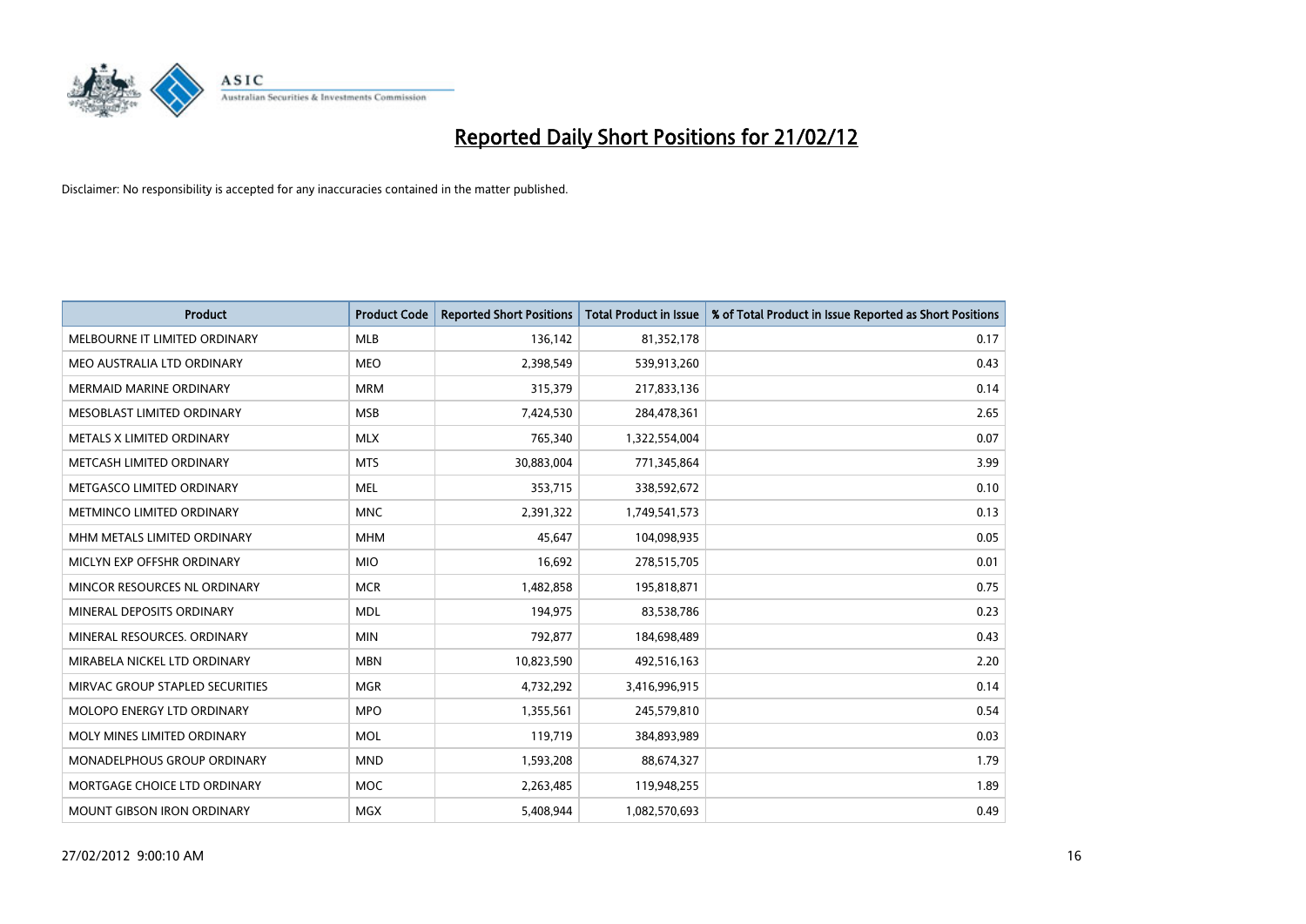# Reported Daily Short Positions for 21/02/12

Disclaimer: No responsibility is accepted for any inaccuracies contained in the matter published.

| Product | Product Code | Reported Short Positions | Total Product in Issue | % of Total Product in Issue Reported as Short Positions |
|---|---|---|---|---|
| MELBOURNE IT LIMITED ORDINARY | MLB | 136,142 | 81,352,178 | 0.17 |
| MEO AUSTRALIA LTD ORDINARY | MEO | 2,398,549 | 539,913,260 | 0.43 |
| MERMAID MARINE ORDINARY | MRM | 315,379 | 217,833,136 | 0.14 |
| MESOBLAST LIMITED ORDINARY | MSB | 7,424,530 | 284,478,361 | 2.65 |
| METALS X LIMITED ORDINARY | MLX | 765,340 | 1,322,554,004 | 0.07 |
| METCASH LIMITED ORDINARY | MTS | 30,883,004 | 771,345,864 | 3.99 |
| METGASCO LIMITED ORDINARY | MEL | 353,715 | 338,592,672 | 0.10 |
| METMINCO LIMITED ORDINARY | MNC | 2,391,322 | 1,749,541,573 | 0.13 |
| MHM METALS LIMITED ORDINARY | MHM | 45,647 | 104,098,935 | 0.05 |
| MICLYN EXP OFFSHR ORDINARY | MIO | 16,692 | 278,515,705 | 0.01 |
| MINCOR RESOURCES NL ORDINARY | MCR | 1,482,858 | 195,818,871 | 0.75 |
| MINERAL DEPOSITS ORDINARY | MDL | 194,975 | 83,538,786 | 0.23 |
| MINERAL RESOURCES. ORDINARY | MIN | 792,877 | 184,698,489 | 0.43 |
| MIRABELA NICKEL LTD ORDINARY | MBN | 10,823,590 | 492,516,163 | 2.20 |
| MIRVAC GROUP STAPLED SECURITIES | MGR | 4,732,292 | 3,416,996,915 | 0.14 |
| MOLOPO ENERGY LTD ORDINARY | MPO | 1,355,561 | 245,579,810 | 0.54 |
| MOLY MINES LIMITED ORDINARY | MOL | 119,719 | 384,893,989 | 0.03 |
| MONADELPHOUS GROUP ORDINARY | MND | 1,593,208 | 88,674,327 | 1.79 |
| MORTGAGE CHOICE LTD ORDINARY | MOC | 2,263,485 | 119,948,255 | 1.89 |
| MOUNT GIBSON IRON ORDINARY | MGX | 5,408,944 | 1,082,570,693 | 0.49 |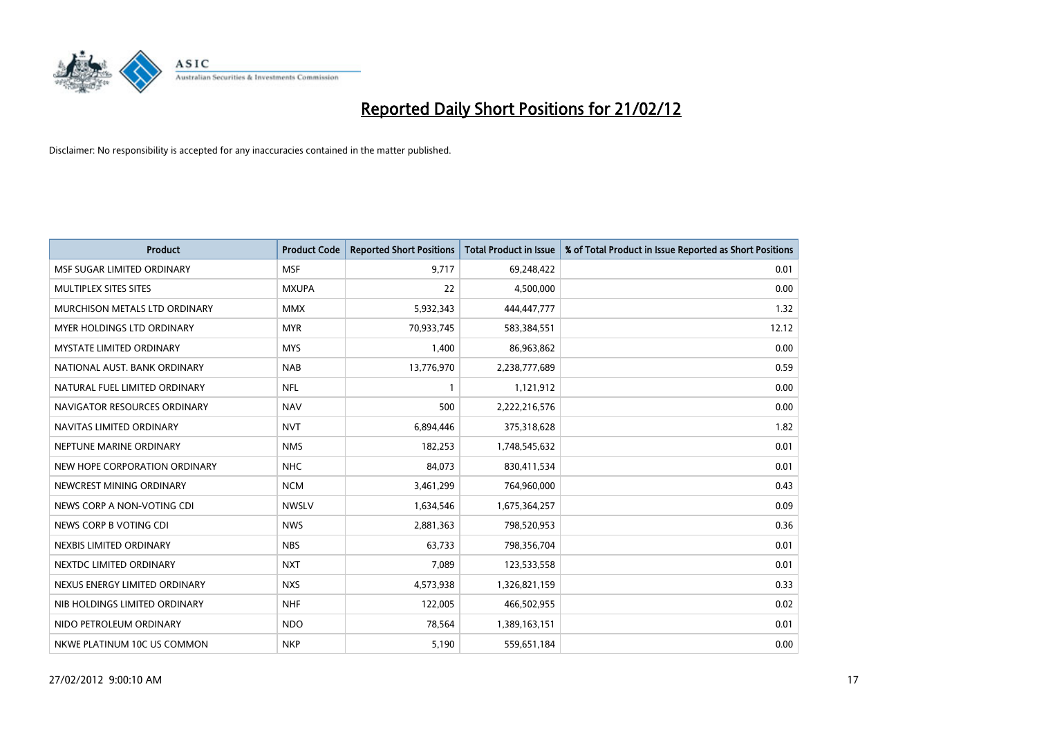# Reported Daily Short Positions for 21/02/12

Disclaimer: No responsibility is accepted for any inaccuracies contained in the matter published.

| Product | Product Code | Reported Short Positions | Total Product in Issue | % of Total Product in Issue Reported as Short Positions |
|---|---|---|---|---|
| MSF SUGAR LIMITED ORDINARY | MSF | 9,717 | 69,248,422 | 0.01 |
| MULTIPLEX SITES SITES | MXUPA | 22 | 4,500,000 | 0.00 |
| MURCHISON METALS LTD ORDINARY | MMX | 5,932,343 | 444,447,777 | 1.32 |
| MYER HOLDINGS LTD ORDINARY | MYR | 70,933,745 | 583,384,551 | 12.12 |
| MYSTATE LIMITED ORDINARY | MYS | 1,400 | 86,963,862 | 0.00 |
| NATIONAL AUST. BANK ORDINARY | NAB | 13,776,970 | 2,238,777,689 | 0.59 |
| NATURAL FUEL LIMITED ORDINARY | NFL | 1 | 1,121,912 | 0.00 |
| NAVIGATOR RESOURCES ORDINARY | NAV | 500 | 2,222,216,576 | 0.00 |
| NAVITAS LIMITED ORDINARY | NVT | 6,894,446 | 375,318,628 | 1.82 |
| NEPTUNE MARINE ORDINARY | NMS | 182,253 | 1,748,545,632 | 0.01 |
| NEW HOPE CORPORATION ORDINARY | NHC | 84,073 | 830,411,534 | 0.01 |
| NEWCREST MINING ORDINARY | NCM | 3,461,299 | 764,960,000 | 0.43 |
| NEWS CORP A NON-VOTING CDI | NWSLV | 1,634,546 | 1,675,364,257 | 0.09 |
| NEWS CORP B VOTING CDI | NWS | 2,881,363 | 798,520,953 | 0.36 |
| NEXBIS LIMITED ORDINARY | NBS | 63,733 | 798,356,704 | 0.01 |
| NEXTDC LIMITED ORDINARY | NXT | 7,089 | 123,533,558 | 0.01 |
| NEXUS ENERGY LIMITED ORDINARY | NXS | 4,573,938 | 1,326,821,159 | 0.33 |
| NIB HOLDINGS LIMITED ORDINARY | NHF | 122,005 | 466,502,955 | 0.02 |
| NIDO PETROLEUM ORDINARY | NDO | 78,564 | 1,389,163,151 | 0.01 |
| NKWE PLATINUM 10C US COMMON | NKP | 5,190 | 559,651,184 | 0.00 |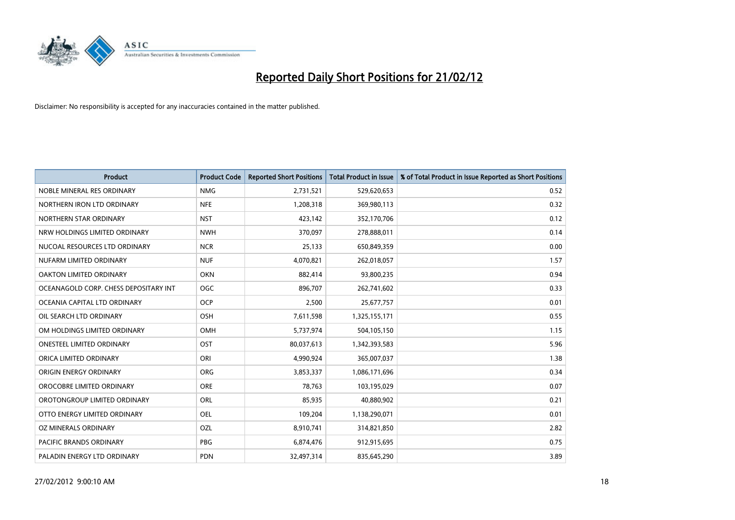# Reported Daily Short Positions for 21/02/12

Disclaimer: No responsibility is accepted for any inaccuracies contained in the matter published.

| Product | Product Code | Reported Short Positions | Total Product in Issue | % of Total Product in Issue Reported as Short Positions |
| --- | --- | --- | --- | --- |
| NOBLE MINERAL RES ORDINARY | NMG | 2,731,521 | 529,620,653 | 0.52 |
| NORTHERN IRON LTD ORDINARY | NFE | 1,208,318 | 369,980,113 | 0.32 |
| NORTHERN STAR ORDINARY | NST | 423,142 | 352,170,706 | 0.12 |
| NRW HOLDINGS LIMITED ORDINARY | NWH | 370,097 | 278,888,011 | 0.14 |
| NUCOAL RESOURCES LTD ORDINARY | NCR | 25,133 | 650,849,359 | 0.00 |
| NUFARM LIMITED ORDINARY | NUF | 4,070,821 | 262,018,057 | 1.57 |
| OAKTON LIMITED ORDINARY | OKN | 882,414 | 93,800,235 | 0.94 |
| OCEANAGOLD CORP. CHESS DEPOSITARY INT | OGC | 896,707 | 262,741,602 | 0.33 |
| OCEANIA CAPITAL LTD ORDINARY | OCP | 2,500 | 25,677,757 | 0.01 |
| OIL SEARCH LTD ORDINARY | OSH | 7,611,598 | 1,325,155,171 | 0.55 |
| OM HOLDINGS LIMITED ORDINARY | OMH | 5,737,974 | 504,105,150 | 1.15 |
| ONESTEEL LIMITED ORDINARY | OST | 80,037,613 | 1,342,393,583 | 5.96 |
| ORICA LIMITED ORDINARY | ORI | 4,990,924 | 365,007,037 | 1.38 |
| ORIGIN ENERGY ORDINARY | ORG | 3,853,337 | 1,086,171,696 | 0.34 |
| OROCOBRE LIMITED ORDINARY | ORE | 78,763 | 103,195,029 | 0.07 |
| OROTONGROUP LIMITED ORDINARY | ORL | 85,935 | 40,880,902 | 0.21 |
| OTTO ENERGY LIMITED ORDINARY | OEL | 109,204 | 1,138,290,071 | 0.01 |
| OZ MINERALS ORDINARY | OZL | 8,910,741 | 314,821,850 | 2.82 |
| PACIFIC BRANDS ORDINARY | PBG | 6,874,476 | 912,915,695 | 0.75 |
| PALADIN ENERGY LTD ORDINARY | PDN | 32,497,314 | 835,645,290 | 3.89 |

27/02/2012 9:00:10 AM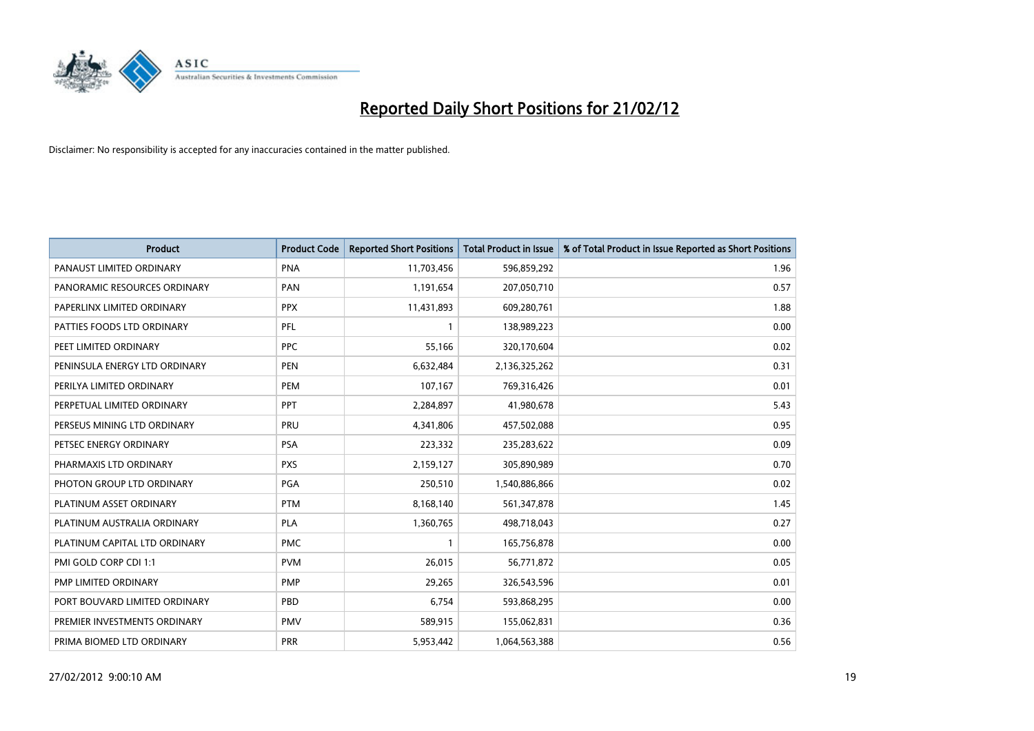# Reported Daily Short Positions for 21/02/12

Disclaimer: No responsibility is accepted for any inaccuracies contained in the matter published.

| Product | Product Code | Reported Short Positions | Total Product in Issue | % of Total Product in Issue Reported as Short Positions |
|---|---|---|---|---|
| PANAUST LIMITED ORDINARY | PNA | 11,703,456 | 596,859,292 | 1.96 |
| PANORAMIC RESOURCES ORDINARY | PAN | 1,191,654 | 207,050,710 | 0.57 |
| PAPERLINX LIMITED ORDINARY | PPX | 11,431,893 | 609,280,761 | 1.88 |
| PATTIES FOODS LTD ORDINARY | PFL | 1 | 138,989,223 | 0.00 |
| PEET LIMITED ORDINARY | PPC | 55,166 | 320,170,604 | 0.02 |
| PENINSULA ENERGY LTD ORDINARY | PEN | 6,632,484 | 2,136,325,262 | 0.31 |
| PERILYA LIMITED ORDINARY | PEM | 107,167 | 769,316,426 | 0.01 |
| PERPETUAL LIMITED ORDINARY | PPT | 2,284,897 | 41,980,678 | 5.43 |
| PERSEUS MINING LTD ORDINARY | PRU | 4,341,806 | 457,502,088 | 0.95 |
| PETSEC ENERGY ORDINARY | PSA | 223,332 | 235,283,622 | 0.09 |
| PHARMAXIS LTD ORDINARY | PXS | 2,159,127 | 305,890,989 | 0.70 |
| PHOTON GROUP LTD ORDINARY | PGA | 250,510 | 1,540,886,866 | 0.02 |
| PLATINUM ASSET ORDINARY | PTM | 8,168,140 | 561,347,878 | 1.45 |
| PLATINUM AUSTRALIA ORDINARY | PLA | 1,360,765 | 498,718,043 | 0.27 |
| PLATINUM CAPITAL LTD ORDINARY | PMC | 1 | 165,756,878 | 0.00 |
| PMI GOLD CORP CDI 1:1 | PVM | 26,015 | 56,771,872 | 0.05 |
| PMP LIMITED ORDINARY | PMP | 29,265 | 326,543,596 | 0.01 |
| PORT BOUVARD LIMITED ORDINARY | PBD | 6,754 | 593,868,295 | 0.00 |
| PREMIER INVESTMENTS ORDINARY | PMV | 589,915 | 155,062,831 | 0.36 |
| PRIMA BIOMED LTD ORDINARY | PRR | 5,953,442 | 1,064,563,388 | 0.56 |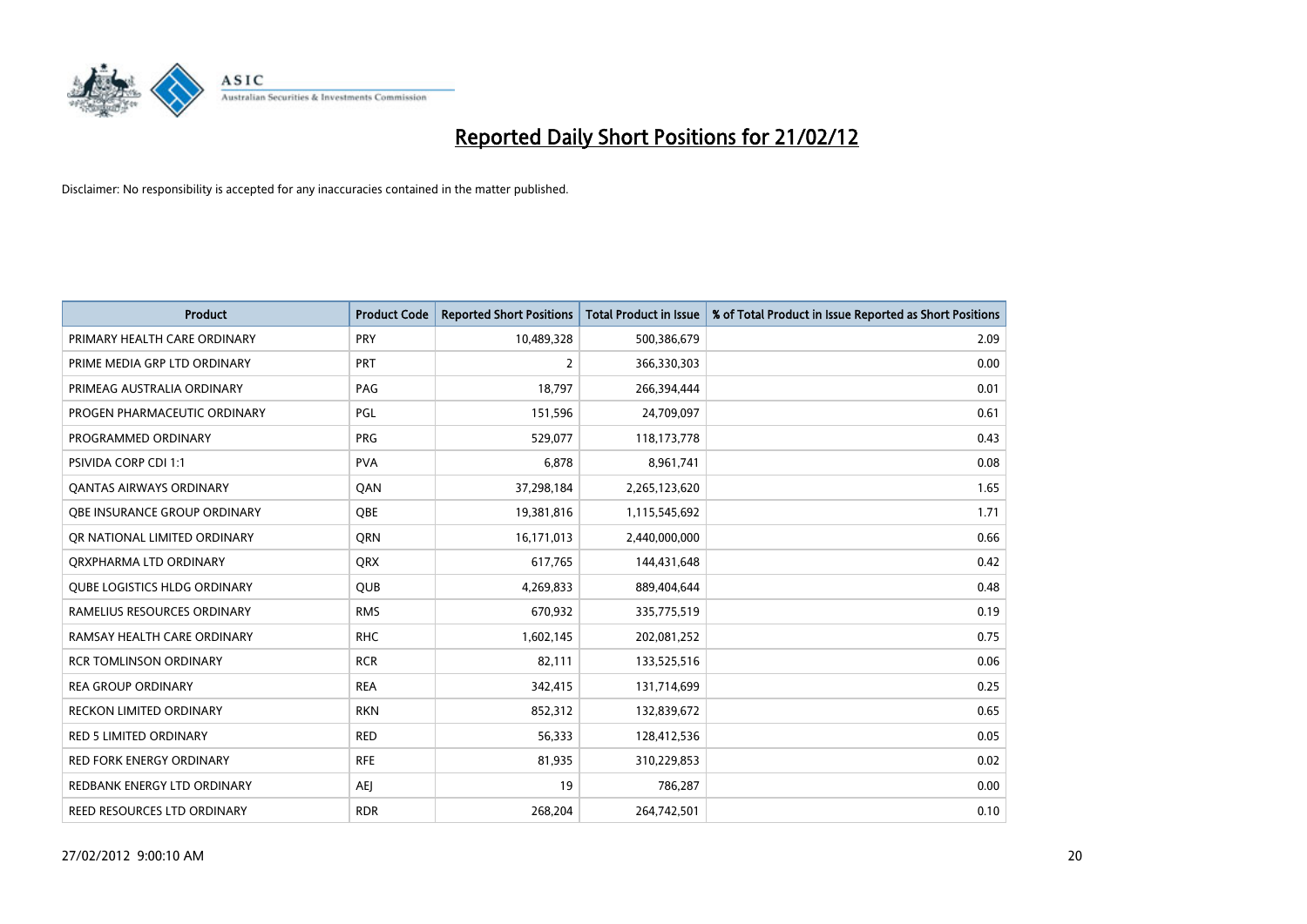# Reported Daily Short Positions for 21/02/12

Disclaimer: No responsibility is accepted for any inaccuracies contained in the matter published.

| Product | Product Code | Reported Short Positions | Total Product in Issue | % of Total Product in Issue Reported as Short Positions |
|---|---|---|---|---|
| PRIMARY HEALTH CARE ORDINARY | PRY | 10,489,328 | 500,386,679 | 2.09 |
| PRIME MEDIA GRP LTD ORDINARY | PRT | 2 | 366,330,303 | 0.00 |
| PRIMEAG AUSTRALIA ORDINARY | PAG | 18,797 | 266,394,444 | 0.01 |
| PROGEN PHARMACEUTIC ORDINARY | PGL | 151,596 | 24,709,097 | 0.61 |
| PROGRAMMED ORDINARY | PRG | 529,077 | 118,173,778 | 0.43 |
| PSIVIDA CORP CDI 1:1 | PVA | 6,878 | 8,961,741 | 0.08 |
| QANTAS AIRWAYS ORDINARY | QAN | 37,298,184 | 2,265,123,620 | 1.65 |
| QBE INSURANCE GROUP ORDINARY | QBE | 19,381,816 | 1,115,545,692 | 1.71 |
| QR NATIONAL LIMITED ORDINARY | QRN | 16,171,013 | 2,440,000,000 | 0.66 |
| QRXPHARMA LTD ORDINARY | QRX | 617,765 | 144,431,648 | 0.42 |
| QUBE LOGISTICS HLDG ORDINARY | QUB | 4,269,833 | 889,404,644 | 0.48 |
| RAMELIUS RESOURCES ORDINARY | RMS | 670,932 | 335,775,519 | 0.19 |
| RAMSAY HEALTH CARE ORDINARY | RHC | 1,602,145 | 202,081,252 | 0.75 |
| RCR TOMLINSON ORDINARY | RCR | 82,111 | 133,525,516 | 0.06 |
| REA GROUP ORDINARY | REA | 342,415 | 131,714,699 | 0.25 |
| RECKON LIMITED ORDINARY | RKN | 852,312 | 132,839,672 | 0.65 |
| RED 5 LIMITED ORDINARY | RED | 56,333 | 128,412,536 | 0.05 |
| RED FORK ENERGY ORDINARY | RFE | 81,935 | 310,229,853 | 0.02 |
| REDBANK ENERGY LTD ORDINARY | AEJ | 19 | 786,287 | 0.00 |
| REED RESOURCES LTD ORDINARY | RDR | 268,204 | 264,742,501 | 0.10 |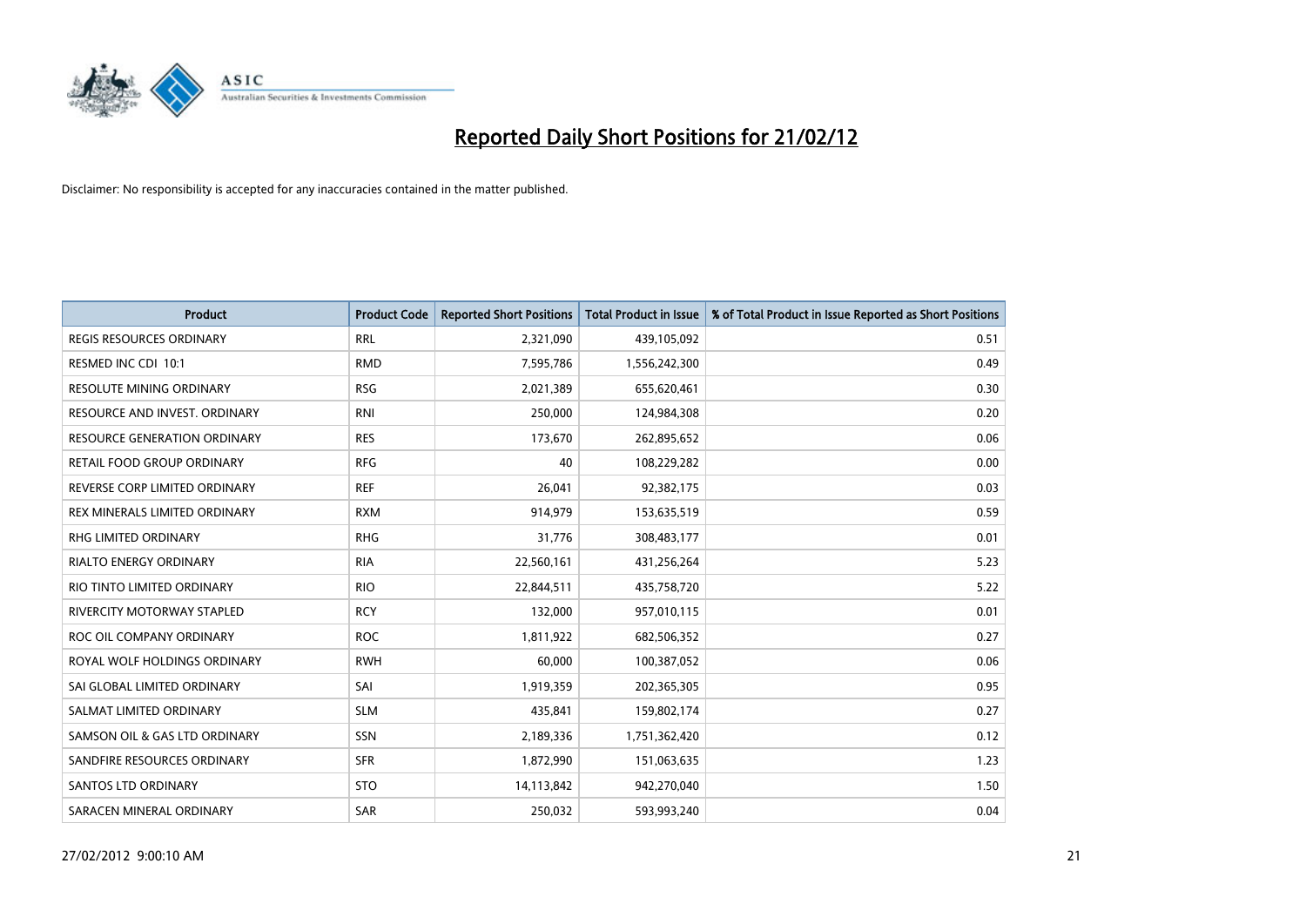# Reported Daily Short Positions for 21/02/12

Disclaimer: No responsibility is accepted for any inaccuracies contained in the matter published.

| Product | Product Code | Reported Short Positions | Total Product in Issue | % of Total Product in Issue Reported as Short Positions |
|---|---|---|---|---|
| REGIS RESOURCES ORDINARY | RRL | 2,321,090 | 439,105,092 | 0.51 |
| RESMED INC CDI 10:1 | RMD | 7,595,786 | 1,556,242,300 | 0.49 |
| RESOLUTE MINING ORDINARY | RSG | 2,021,389 | 655,620,461 | 0.30 |
| RESOURCE AND INVEST. ORDINARY | RNI | 250,000 | 124,984,308 | 0.20 |
| RESOURCE GENERATION ORDINARY | RES | 173,670 | 262,895,652 | 0.06 |
| RETAIL FOOD GROUP ORDINARY | RFG | 40 | 108,229,282 | 0.00 |
| REVERSE CORP LIMITED ORDINARY | REF | 26,041 | 92,382,175 | 0.03 |
| REX MINERALS LIMITED ORDINARY | RXM | 914,979 | 153,635,519 | 0.59 |
| RHG LIMITED ORDINARY | RHG | 31,776 | 308,483,177 | 0.01 |
| RIALTO ENERGY ORDINARY | RIA | 22,560,161 | 431,256,264 | 5.23 |
| RIO TINTO LIMITED ORDINARY | RIO | 22,844,511 | 435,758,720 | 5.22 |
| RIVERCITY MOTORWAY STAPLED | RCY | 132,000 | 957,010,115 | 0.01 |
| ROC OIL COMPANY ORDINARY | ROC | 1,811,922 | 682,506,352 | 0.27 |
| ROYAL WOLF HOLDINGS ORDINARY | RWH | 60,000 | 100,387,052 | 0.06 |
| SAI GLOBAL LIMITED ORDINARY | SAI | 1,919,359 | 202,365,305 | 0.95 |
| SALMAT LIMITED ORDINARY | SLM | 435,841 | 159,802,174 | 0.27 |
| SAMSON OIL & GAS LTD ORDINARY | SSN | 2,189,336 | 1,751,362,420 | 0.12 |
| SANDFIRE RESOURCES ORDINARY | SFR | 1,872,990 | 151,063,635 | 1.23 |
| SANTOS LTD ORDINARY | STO | 14,113,842 | 942,270,040 | 1.50 |
| SARACEN MINERAL ORDINARY | SAR | 250,032 | 593,993,240 | 0.04 |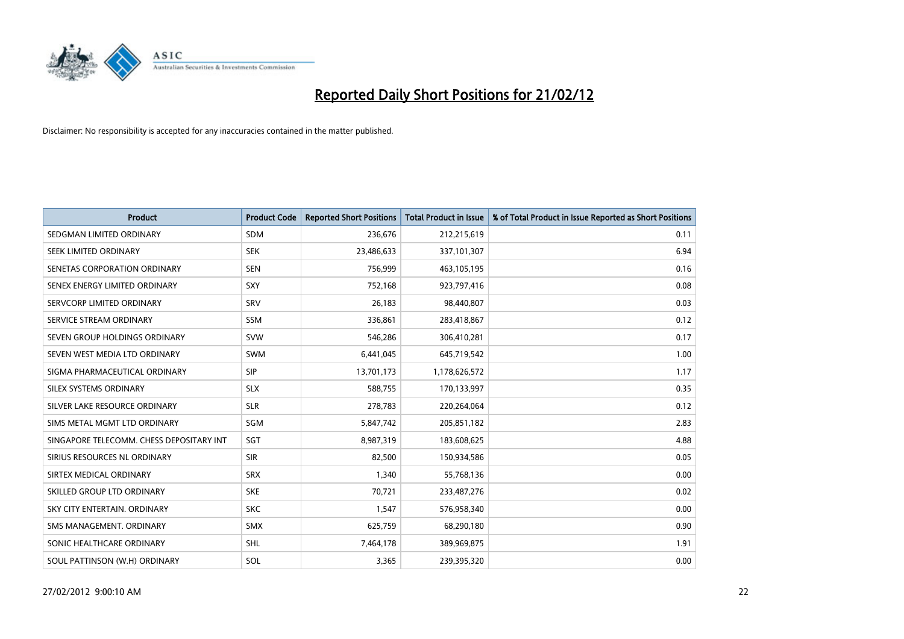# Reported Daily Short Positions for 21/02/12

Disclaimer: No responsibility is accepted for any inaccuracies contained in the matter published.

| Product | Product Code | Reported Short Positions | Total Product in Issue | % of Total Product in Issue Reported as Short Positions |
|---|---|---|---|---|
| SEDGMAN LIMITED ORDINARY | SDM | 236,676 | 212,215,619 | 0.11 |
| SEEK LIMITED ORDINARY | SEK | 23,486,633 | 337,101,307 | 6.94 |
| SENETAS CORPORATION ORDINARY | SEN | 756,999 | 463,105,195 | 0.16 |
| SENEX ENERGY LIMITED ORDINARY | SXY | 752,168 | 923,797,416 | 0.08 |
| SERVCORP LIMITED ORDINARY | SRV | 26,183 | 98,440,807 | 0.03 |
| SERVICE STREAM ORDINARY | SSM | 336,861 | 283,418,867 | 0.12 |
| SEVEN GROUP HOLDINGS ORDINARY | SVW | 546,286 | 306,410,281 | 0.17 |
| SEVEN WEST MEDIA LTD ORDINARY | SWM | 6,441,045 | 645,719,542 | 1.00 |
| SIGMA PHARMACEUTICAL ORDINARY | SIP | 13,701,173 | 1,178,626,572 | 1.17 |
| SILEX SYSTEMS ORDINARY | SLX | 588,755 | 170,133,997 | 0.35 |
| SILVER LAKE RESOURCE ORDINARY | SLR | 278,783 | 220,264,064 | 0.12 |
| SIMS METAL MGMT LTD ORDINARY | SGM | 5,847,742 | 205,851,182 | 2.83 |
| SINGAPORE TELECOMM. CHESS DEPOSITARY INT | SGT | 8,987,319 | 183,608,625 | 4.88 |
| SIRIUS RESOURCES NL ORDINARY | SIR | 82,500 | 150,934,586 | 0.05 |
| SIRTEX MEDICAL ORDINARY | SRX | 1,340 | 55,768,136 | 0.00 |
| SKILLED GROUP LTD ORDINARY | SKE | 70,721 | 233,487,276 | 0.02 |
| SKY CITY ENTERTAIN. ORDINARY | SKC | 1,547 | 576,958,340 | 0.00 |
| SMS MANAGEMENT. ORDINARY | SMX | 625,759 | 68,290,180 | 0.90 |
| SONIC HEALTHCARE ORDINARY | SHL | 7,464,178 | 389,969,875 | 1.91 |
| SOUL PATTINSON (W.H) ORDINARY | SOL | 3,365 | 239,395,320 | 0.00 |

27/02/2012 9:00:10 AM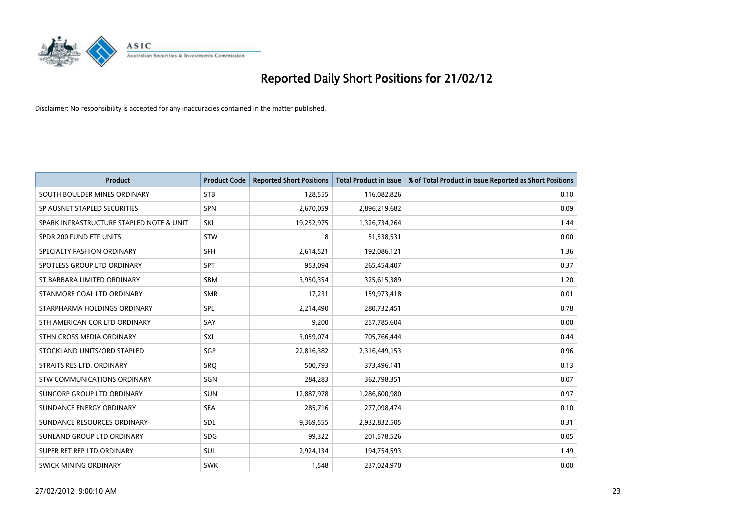# Reported Daily Short Positions for 21/02/12

Disclaimer: No responsibility is accepted for any inaccuracies contained in the matter published.

| Product | Product Code | Reported Short Positions | Total Product in Issue | % of Total Product in Issue Reported as Short Positions |
|---|---|---|---|---|
| SOUTH BOULDER MINES ORDINARY | STB | 128,555 | 116,082,826 | 0.10 |
| SP AUSNET STAPLED SECURITIES | SPN | 2,670,059 | 2,896,219,682 | 0.09 |
| SPARK INFRASTRUCTURE STAPLED NOTE & UNIT | SKI | 19,252,975 | 1,326,734,264 | 1.44 |
| SPDR 200 FUND ETF UNITS | STW | 8 | 51,538,531 | 0.00 |
| SPECIALTY FASHION ORDINARY | SFH | 2,614,521 | 192,086,121 | 1.36 |
| SPOTLESS GROUP LTD ORDINARY | SPT | 953,094 | 265,454,407 | 0.37 |
| ST BARBARA LIMITED ORDINARY | SBM | 3,950,354 | 325,615,389 | 1.20 |
| STANMORE COAL LTD ORDINARY | SMR | 17,231 | 159,973,418 | 0.01 |
| STARPHARMA HOLDINGS ORDINARY | SPL | 2,214,490 | 280,732,451 | 0.78 |
| STH AMERICAN COR LTD ORDINARY | SAY | 9,200 | 257,785,604 | 0.00 |
| STHN CROSS MEDIA ORDINARY | SXL | 3,059,074 | 705,766,444 | 0.44 |
| STOCKLAND UNITS/ORD STAPLED | SGP | 22,816,382 | 2,316,449,153 | 0.96 |
| STRAITS RES LTD. ORDINARY | SRQ | 500,793 | 373,496,141 | 0.13 |
| STW COMMUNICATIONS ORDINARY | SGN | 284,283 | 362,798,351 | 0.07 |
| SUNCORP GROUP LTD ORDINARY | SUN | 12,887,978 | 1,286,600,980 | 0.97 |
| SUNDANCE ENERGY ORDINARY | SEA | 285,716 | 277,098,474 | 0.10 |
| SUNDANCE RESOURCES ORDINARY | SDL | 9,369,555 | 2,932,832,505 | 0.31 |
| SUNLAND GROUP LTD ORDINARY | SDG | 99,322 | 201,578,526 | 0.05 |
| SUPER RET REP LTD ORDINARY | SUL | 2,924,134 | 194,754,593 | 1.49 |
| SWICK MINING ORDINARY | SWK | 1,548 | 237,024,970 | 0.00 |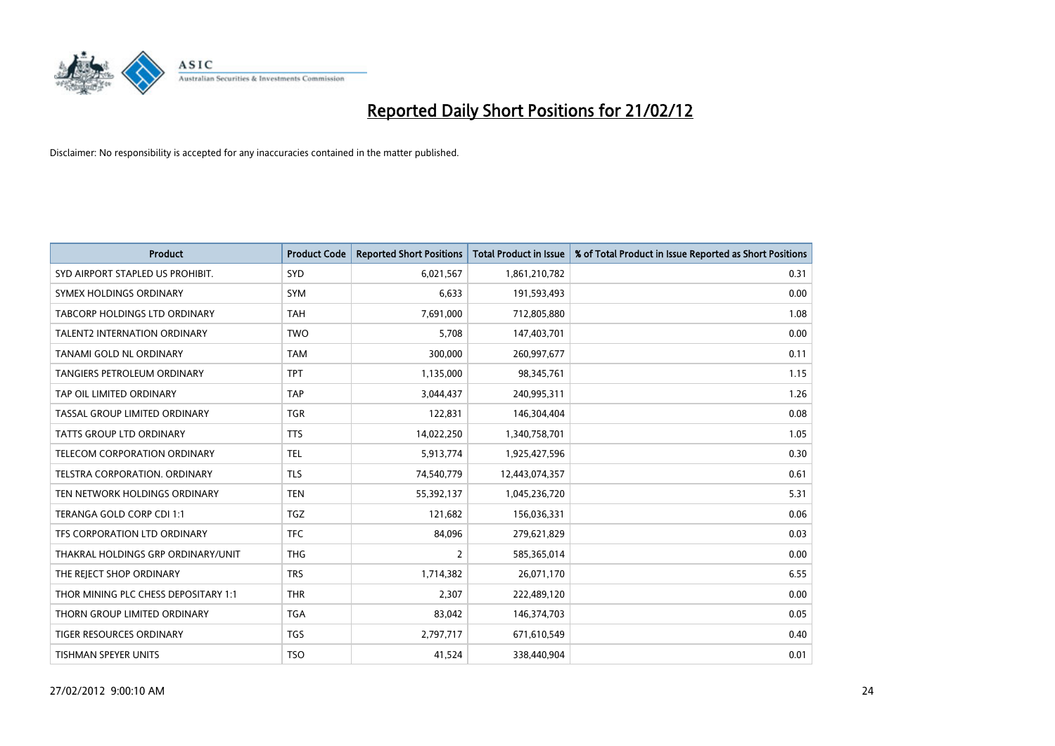# Reported Daily Short Positions for 21/02/12

Disclaimer: No responsibility is accepted for any inaccuracies contained in the matter published.

| Product | Product Code | Reported Short Positions | Total Product in Issue | % of Total Product in Issue Reported as Short Positions |
|---|---|---|---|---|
| SYD AIRPORT STAPLED US PROHIBIT. | SYD | 6,021,567 | 1,861,210,782 | 0.31 |
| SYMEX HOLDINGS ORDINARY | SYM | 6,633 | 191,593,493 | 0.00 |
| TABCORP HOLDINGS LTD ORDINARY | TAH | 7,691,000 | 712,805,880 | 1.08 |
| TALENT2 INTERNATION ORDINARY | TWO | 5,708 | 147,403,701 | 0.00 |
| TANAMI GOLD NL ORDINARY | TAM | 300,000 | 260,997,677 | 0.11 |
| TANGIERS PETROLEUM ORDINARY | TPT | 1,135,000 | 98,345,761 | 1.15 |
| TAP OIL LIMITED ORDINARY | TAP | 3,044,437 | 240,995,311 | 1.26 |
| TASSAL GROUP LIMITED ORDINARY | TGR | 122,831 | 146,304,404 | 0.08 |
| TATTS GROUP LTD ORDINARY | TTS | 14,022,250 | 1,340,758,701 | 1.05 |
| TELECOM CORPORATION ORDINARY | TEL | 5,913,774 | 1,925,427,596 | 0.30 |
| TELSTRA CORPORATION. ORDINARY | TLS | 74,540,779 | 12,443,074,357 | 0.61 |
| TEN NETWORK HOLDINGS ORDINARY | TEN | 55,392,137 | 1,045,236,720 | 5.31 |
| TERANGA GOLD CORP CDI 1:1 | TGZ | 121,682 | 156,036,331 | 0.06 |
| TFS CORPORATION LTD ORDINARY | TFC | 84,096 | 279,621,829 | 0.03 |
| THAKRAL HOLDINGS GRP ORDINARY/UNIT | THG | 2 | 585,365,014 | 0.00 |
| THE REJECT SHOP ORDINARY | TRS | 1,714,382 | 26,071,170 | 6.55 |
| THOR MINING PLC CHESS DEPOSITARY 1:1 | THR | 2,307 | 222,489,120 | 0.00 |
| THORN GROUP LIMITED ORDINARY | TGA | 83,042 | 146,374,703 | 0.05 |
| TIGER RESOURCES ORDINARY | TGS | 2,797,717 | 671,610,549 | 0.40 |
| TISHMAN SPEYER UNITS | TSO | 41,524 | 338,440,904 | 0.01 |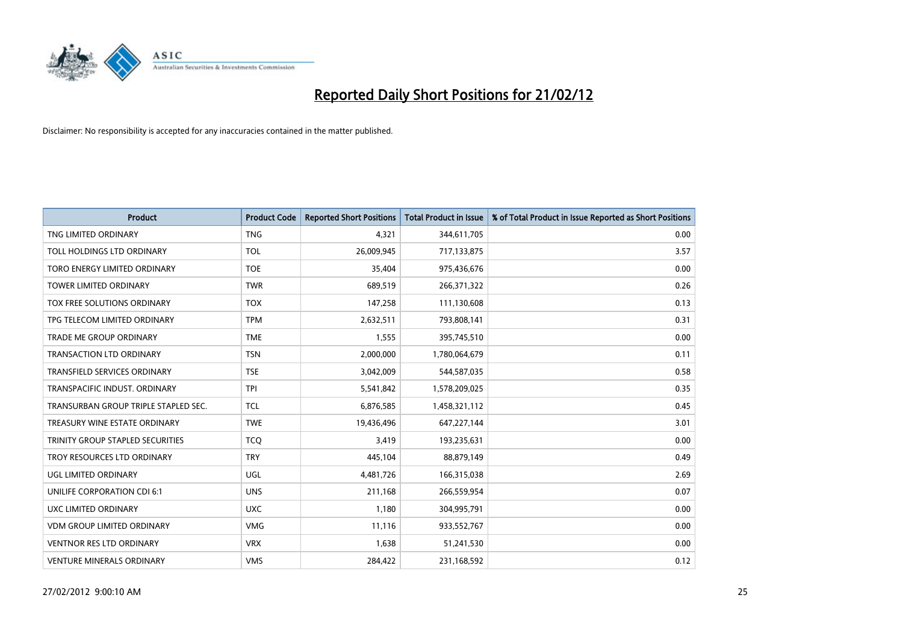# Reported Daily Short Positions for 21/02/12

Disclaimer: No responsibility is accepted for any inaccuracies contained in the matter published.

| Product | Product Code | Reported Short Positions | Total Product in Issue | % of Total Product in Issue Reported as Short Positions |
|---|---|---|---|---|
| TNG LIMITED ORDINARY | TNG | 4,321 | 344,611,705 | 0.00 |
| TOLL HOLDINGS LTD ORDINARY | TOL | 26,009,945 | 717,133,875 | 3.57 |
| TORO ENERGY LIMITED ORDINARY | TOE | 35,404 | 975,436,676 | 0.00 |
| TOWER LIMITED ORDINARY | TWR | 689,519 | 266,371,322 | 0.26 |
| TOX FREE SOLUTIONS ORDINARY | TOX | 147,258 | 111,130,608 | 0.13 |
| TPG TELECOM LIMITED ORDINARY | TPM | 2,632,511 | 793,808,141 | 0.31 |
| TRADE ME GROUP ORDINARY | TME | 1,555 | 395,745,510 | 0.00 |
| TRANSACTION LTD ORDINARY | TSN | 2,000,000 | 1,780,064,679 | 0.11 |
| TRANSFIELD SERVICES ORDINARY | TSE | 3,042,009 | 544,587,035 | 0.58 |
| TRANSPACIFIC INDUST. ORDINARY | TPI | 5,541,842 | 1,578,209,025 | 0.35 |
| TRANSURBAN GROUP TRIPLE STAPLED SEC. | TCL | 6,876,585 | 1,458,321,112 | 0.45 |
| TREASURY WINE ESTATE ORDINARY | TWE | 19,436,496 | 647,227,144 | 3.01 |
| TRINITY GROUP STAPLED SECURITIES | TCQ | 3,419 | 193,235,631 | 0.00 |
| TROY RESOURCES LTD ORDINARY | TRY | 445,104 | 88,879,149 | 0.49 |
| UGL LIMITED ORDINARY | UGL | 4,481,726 | 166,315,038 | 2.69 |
| UNILIFE CORPORATION CDI 6:1 | UNS | 211,168 | 266,559,954 | 0.07 |
| UXC LIMITED ORDINARY | UXC | 1,180 | 304,995,791 | 0.00 |
| VDM GROUP LIMITED ORDINARY | VMG | 11,116 | 933,552,767 | 0.00 |
| VENTNOR RES LTD ORDINARY | VRX | 1,638 | 51,241,530 | 0.00 |
| VENTURE MINERALS ORDINARY | VMS | 284,422 | 231,168,592 | 0.12 |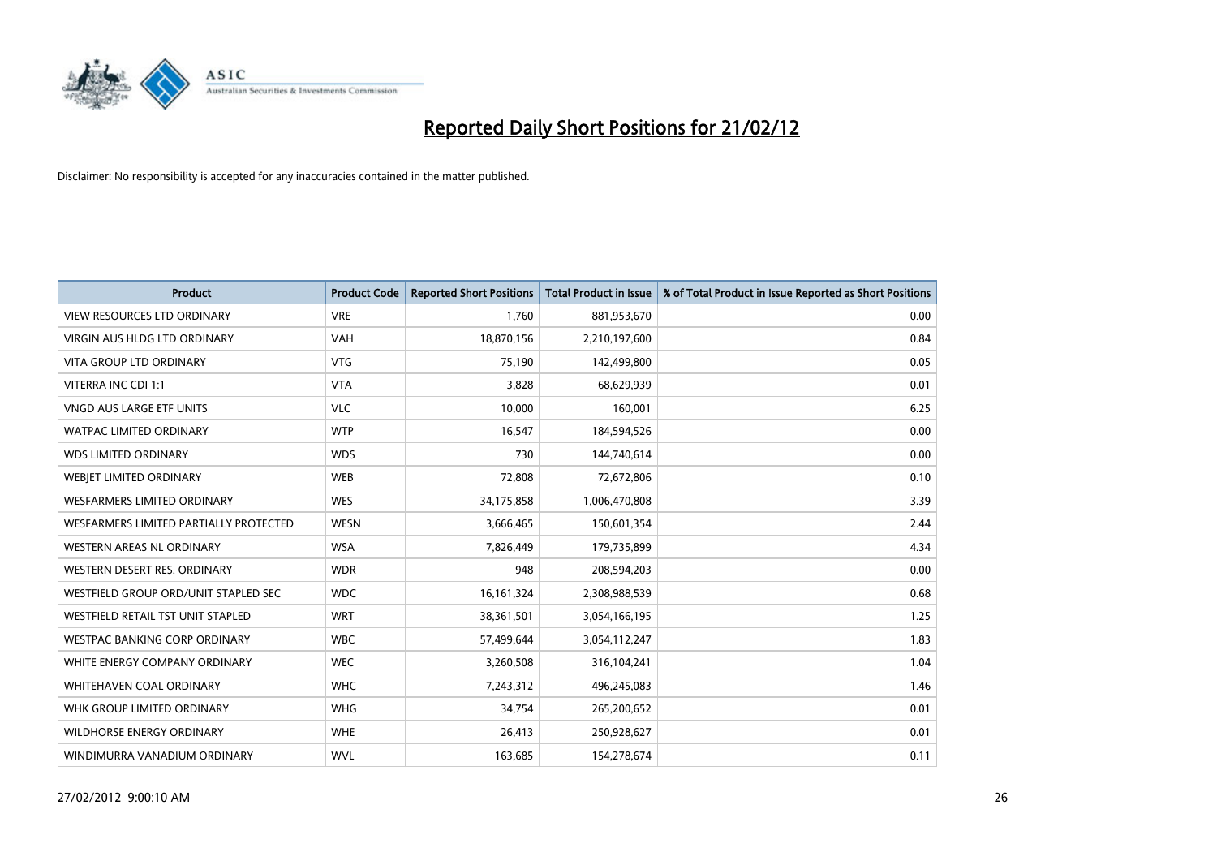# Reported Daily Short Positions for 21/02/12

Disclaimer: No responsibility is accepted for any inaccuracies contained in the matter published.

| Product | Product Code | Reported Short Positions | Total Product in Issue | % of Total Product in Issue Reported as Short Positions |
|---|---|---|---|---|
| VIEW RESOURCES LTD ORDINARY | VRE | 1,760 | 881,953,670 | 0.00 |
| VIRGIN AUS HLDG LTD ORDINARY | VAH | 18,870,156 | 2,210,197,600 | 0.84 |
| VITA GROUP LTD ORDINARY | VTG | 75,190 | 142,499,800 | 0.05 |
| VITERRA INC CDI 1:1 | VTA | 3,828 | 68,629,939 | 0.01 |
| VNGD AUS LARGE ETF UNITS | VLC | 10,000 | 160,001 | 6.25 |
| WATPAC LIMITED ORDINARY | WTP | 16,547 | 184,594,526 | 0.00 |
| WDS LIMITED ORDINARY | WDS | 730 | 144,740,614 | 0.00 |
| WEBJET LIMITED ORDINARY | WEB | 72,808 | 72,672,806 | 0.10 |
| WESFARMERS LIMITED ORDINARY | WES | 34,175,858 | 1,006,470,808 | 3.39 |
| WESFARMERS LIMITED PARTIALLY PROTECTED | WESN | 3,666,465 | 150,601,354 | 2.44 |
| WESTERN AREAS NL ORDINARY | WSA | 7,826,449 | 179,735,899 | 4.34 |
| WESTERN DESERT RES. ORDINARY | WDR | 948 | 208,594,203 | 0.00 |
| WESTFIELD GROUP ORD/UNIT STAPLED SEC | WDC | 16,161,324 | 2,308,988,539 | 0.68 |
| WESTFIELD RETAIL TST UNIT STAPLED | WRT | 38,361,501 | 3,054,166,195 | 1.25 |
| WESTPAC BANKING CORP ORDINARY | WBC | 57,499,644 | 3,054,112,247 | 1.83 |
| WHITE ENERGY COMPANY ORDINARY | WEC | 3,260,508 | 316,104,241 | 1.04 |
| WHITEHAVEN COAL ORDINARY | WHC | 7,243,312 | 496,245,083 | 1.46 |
| WHK GROUP LIMITED ORDINARY | WHG | 34,754 | 265,200,652 | 0.01 |
| WILDHORSE ENERGY ORDINARY | WHE | 26,413 | 250,928,627 | 0.01 |
| WINDIMURRA VANADIUM ORDINARY | WVL | 163,685 | 154,278,674 | 0.11 |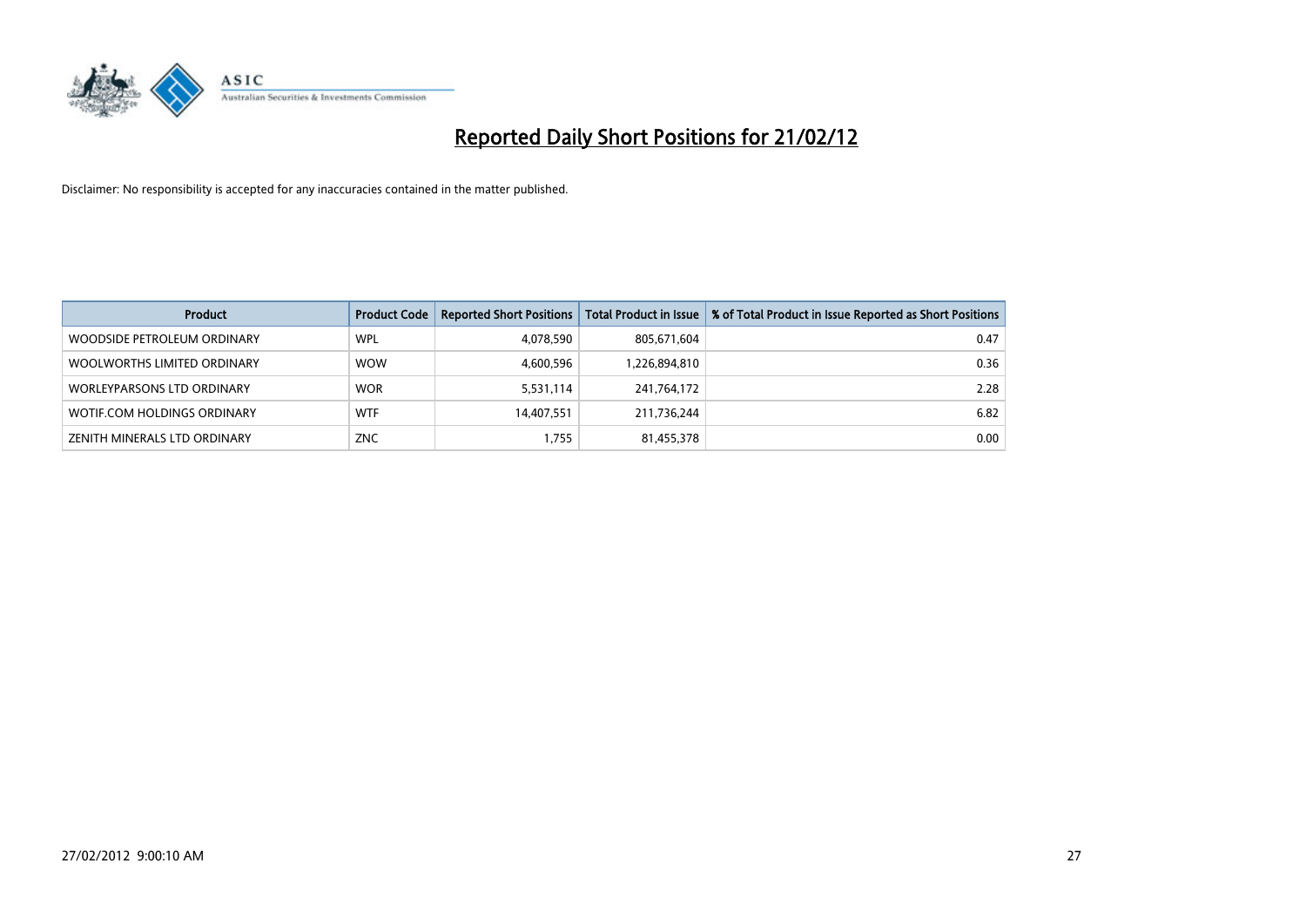# Reported Daily Short Positions for 21/02/12

Disclaimer: No responsibility is accepted for any inaccuracies contained in the matter published.

| Product | Product Code | Reported Short Positions | Total Product in Issue | % of Total Product in Issue Reported as Short Positions |
| --- | --- | --- | --- | --- |
| WOODSIDE PETROLEUM ORDINARY | WPL | 4,078,590 | 805,671,604 | 0.47 |
| WOOLWORTHS LIMITED ORDINARY | WOW | 4,600,596 | 1,226,894,810 | 0.36 |
| WORLEYPARSONS LTD ORDINARY | WOR | 5,531,114 | 241,764,172 | 2.28 |
| WOTIF.COM HOLDINGS ORDINARY | WTF | 14,407,551 | 211,736,244 | 6.82 |
| ZENITH MINERALS LTD ORDINARY | ZNC | 1,755 | 81,455,378 | 0.00 |

27/02/2012 9:00:10 AM